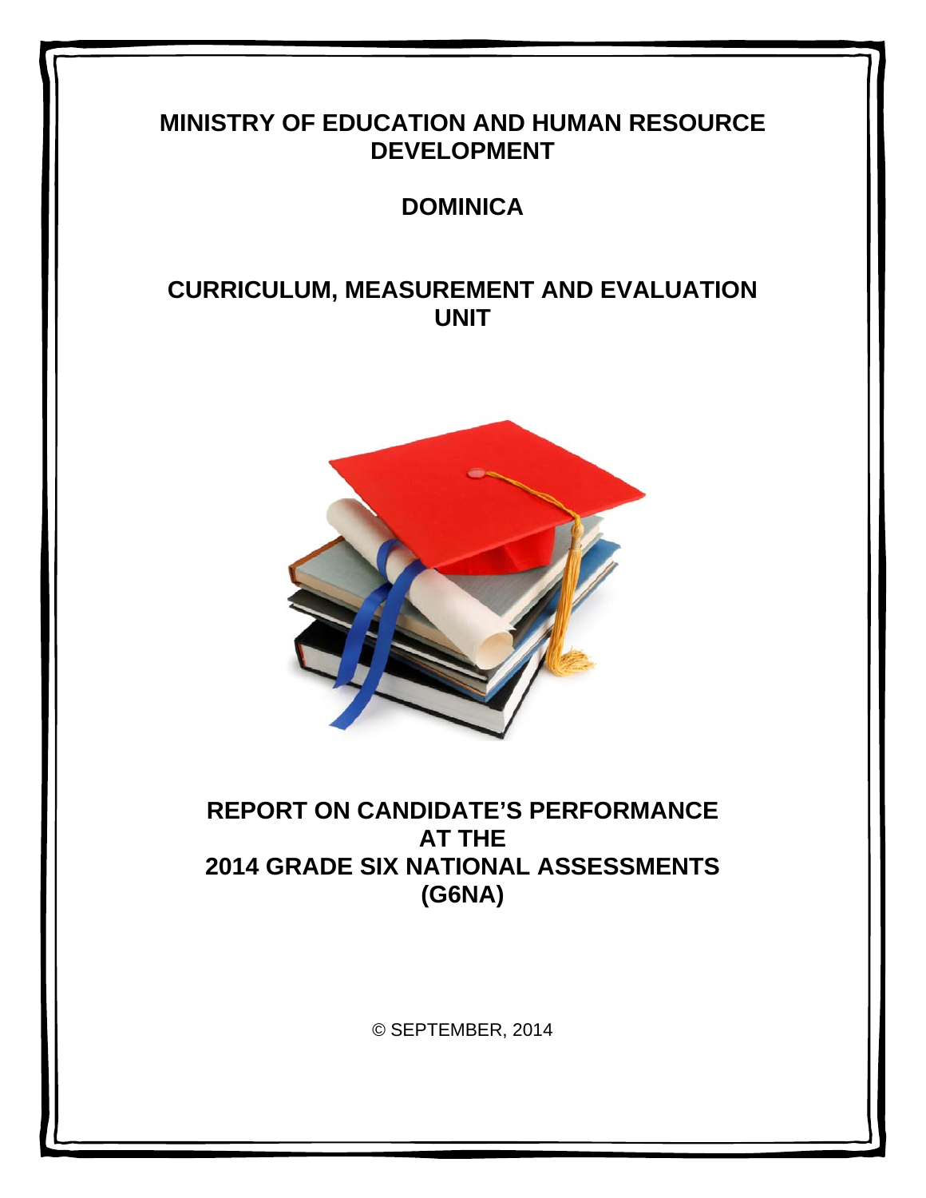# MINISTRY OF EDUCATION AND HUMAN RESOURCE DEVELOPMENT

## DOMINICA

## CURRICULUM, MEASUREMENT AND EVALUATION UNIT

## REPORT ON CANDIDATE'S PERFORMANCE AT THE 2014 GRADE SIX NATIONAL ASSESSMENTS (G6NA)

© SEPTEMBER, 2014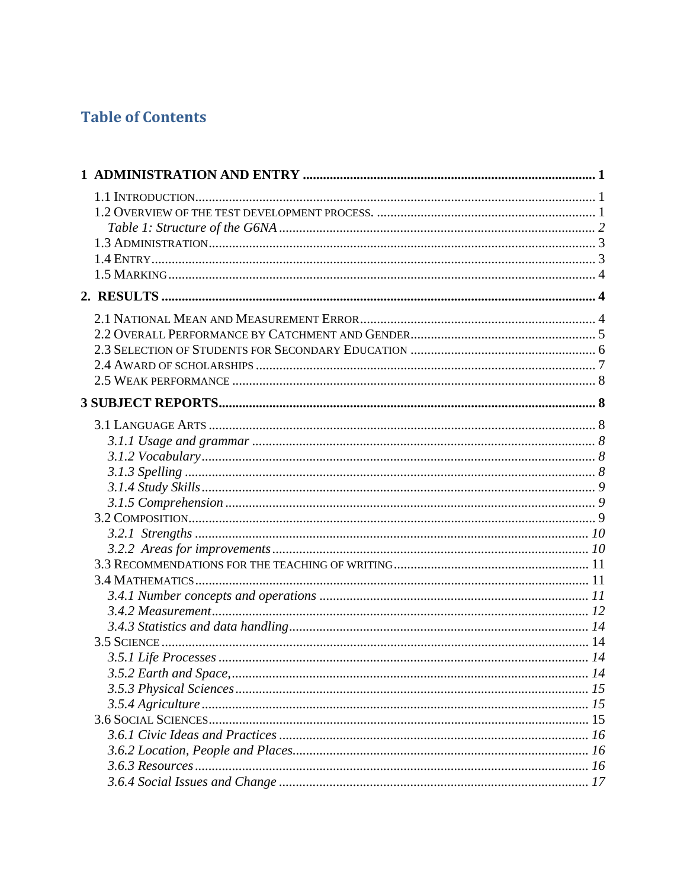## Table of Contents

**1 ADMINISTRATION AND ENTRY ........................................................................................ 1**

1.1 INTRODUCTION........................................................................................................ 1
1.2 OVERVIEW OF THE TEST DEVELOPMENT PROCESS. ....................................................... 1
*Table 1: Structure of the G6NA ................................................................................ 2*
1.3 ADMINISTRATION.................................................................................................... 3
1.4 ENTRY.................................................................................................................... 3
1.5 MARKING................................................................................................................ 4

**2. RESULTS ................................................................................................................. 4**

2.1 NATIONAL MEAN AND MEASUREMENT ERROR........................................................... 4
2.2 OVERALL PERFORMANCE BY CATCHMENT AND GENDER............................................ 5
2.3 SELECTION OF STUDENTS FOR SECONDARY EDUCATION ............................................ 6
2.4 AWARD OF SCHOLARSHIPS ....................................................................................... 7
2.5 WEAK PERFORMANCE .............................................................................................. 8

**3 SUBJECT REPORTS................................................................................................... 8**

3.1 LANGUAGE ARTS ..................................................................................................... 8
*3.1.1 Usage and grammar ........................................................................................ 8*
*3.1.2 Vocabulary....................................................................................................... 8*
*3.1.3 Spelling ........................................................................................................... 8*
*3.1.4 Study Skills...................................................................................................... 9*
*3.1.5 Comprehension ................................................................................................ 9*
3.2 COMPOSITION.......................................................................................................... 9
*3.2.1 Strengths ....................................................................................................... 10*
*3.2.2 Areas for improvements ................................................................................ 10*
3.3 RECOMMENDATIONS FOR THE TEACHING OF WRITING............................................. 11
3.4 MATHEMATICS....................................................................................................... 11
*3.4.1 Number concepts and operations ................................................................... 11*
*3.4.2 Measurement.................................................................................................. 12*
*3.4.3 Statistics and data handling........................................................................... 14*
3.5 SCIENCE ................................................................................................................ 14
*3.5.1 Life Processes ................................................................................................ 14*
*3.5.2 Earth and Space,............................................................................................ 14*
*3.5.3 Physical Sciences........................................................................................... 15*
*3.5.4 Agriculture .................................................................................................... 15*
3.6 SOCIAL SCIENCES.................................................................................................. 15
*3.6.1 Civic Ideas and Practices .............................................................................. 16*
*3.6.2 Location, People and Places.......................................................................... 16*
*3.6.3 Resources....................................................................................................... 16*
*3.6.4 Social Issues and Change .............................................................................. 17*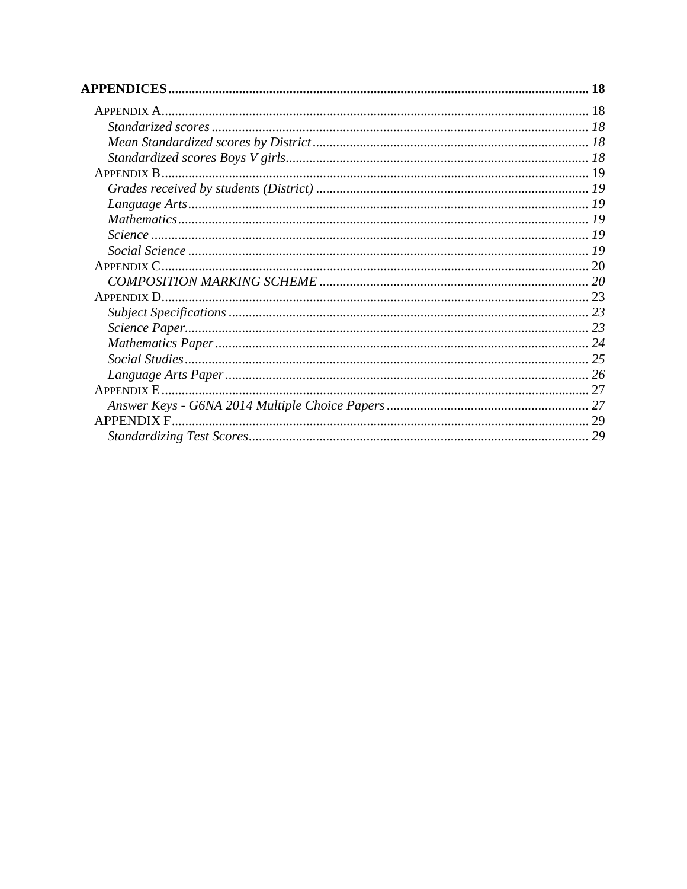**APPENDICES** .......... **18**

APPENDIX A .......... 18

*Standarized scores* .......... *18*

*Mean Standardized scores by District* .......... *18*

*Standardized scores Boys V girls* .......... *18*

APPENDIX B .......... 19

*Grades received by students (District)* .......... *19*

*Language Arts* .......... *19*

*Mathematics* .......... *19*

*Science* .......... *19*

*Social Science* .......... *19*

APPENDIX C .......... 20

*COMPOSITION MARKING SCHEME* .......... *20*

APPENDIX D .......... 23

*Subject Specifications* .......... *23*

*Science Paper* .......... *23*

*Mathematics Paper* .......... *24*

*Social Studies* .......... *25*

*Language Arts Paper* .......... *26*

APPENDIX E .......... 27

*Answer Keys - G6NA 2014 Multiple Choice Papers* .......... *27*

APPENDIX F .......... 29

*Standardizing Test Scores* .......... *29*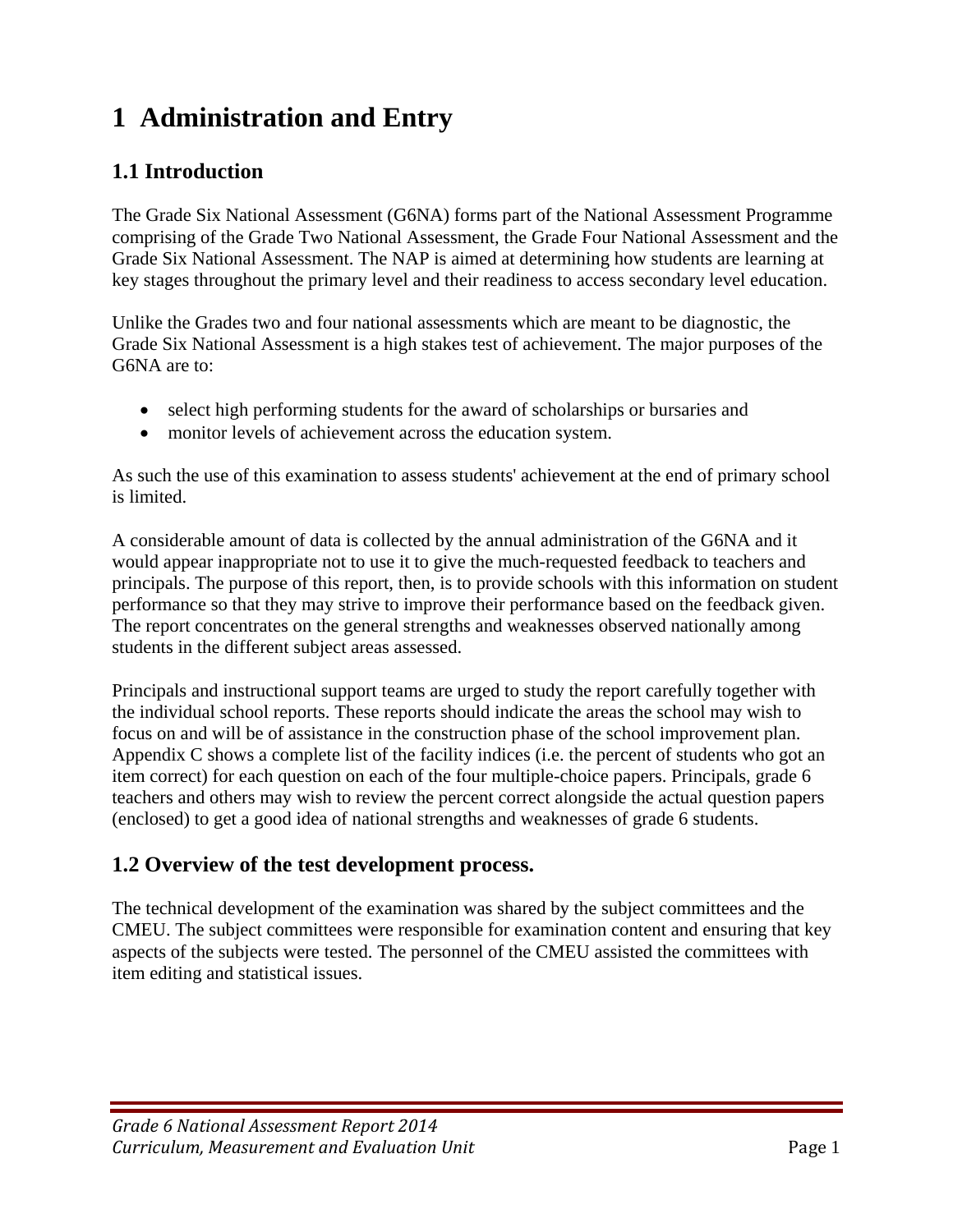# 1 Administration and Entry

## 1.1 Introduction

The Grade Six National Assessment (G6NA) forms part of the National Assessment Programme comprising of the Grade Two National Assessment, the Grade Four National Assessment and the Grade Six National Assessment. The NAP is aimed at determining how students are learning at key stages throughout the primary level and their readiness to access secondary level education.

Unlike the Grades two and four national assessments which are meant to be diagnostic, the Grade Six National Assessment is a high stakes test of achievement. The major purposes of the G6NA are to:

- select high performing students for the award of scholarships or bursaries and
- monitor levels of achievement across the education system.

As such the use of this examination to assess students' achievement at the end of primary school is limited.

A considerable amount of data is collected by the annual administration of the G6NA and it would appear inappropriate not to use it to give the much-requested feedback to teachers and principals. The purpose of this report, then, is to provide schools with this information on student performance so that they may strive to improve their performance based on the feedback given. The report concentrates on the general strengths and weaknesses observed nationally among students in the different subject areas assessed.

Principals and instructional support teams are urged to study the report carefully together with the individual school reports. These reports should indicate the areas the school may wish to focus on and will be of assistance in the construction phase of the school improvement plan. Appendix C shows a complete list of the facility indices (i.e. the percent of students who got an item correct) for each question on each of the four multiple-choice papers. Principals, grade 6 teachers and others may wish to review the percent correct alongside the actual question papers (enclosed) to get a good idea of national strengths and weaknesses of grade 6 students.

## 1.2 Overview of the test development process.

The technical development of the examination was shared by the subject committees and the CMEU. The subject committees were responsible for examination content and ensuring that key aspects of the subjects were tested. The personnel of the CMEU assisted the committees with item editing and statistical issues.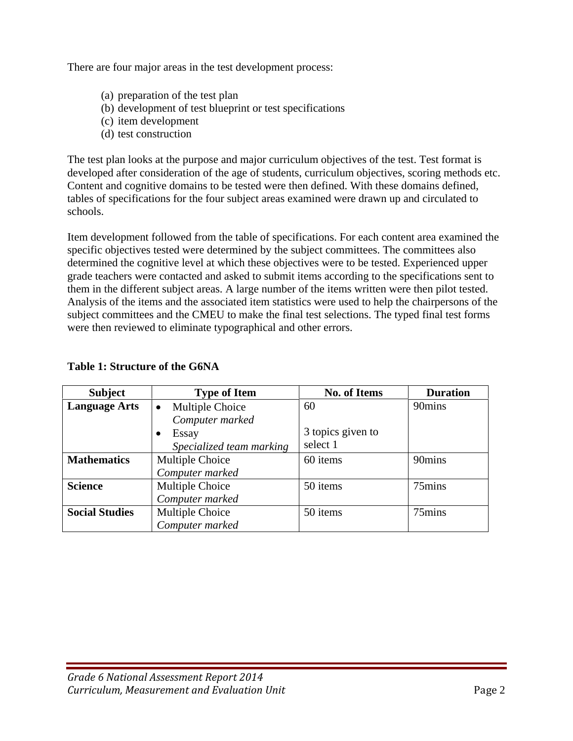There are four major areas in the test development process:

(a) preparation of the test plan
(b) development of test blueprint or test specifications
(c) item development
(d) test construction

The test plan looks at the purpose and major curriculum objectives of the test. Test format is developed after consideration of the age of students, curriculum objectives, scoring methods etc. Content and cognitive domains to be tested were then defined. With these domains defined, tables of specifications for the four subject areas examined were drawn up and circulated to schools.

Item development followed from the table of specifications. For each content area examined the specific objectives tested were determined by the subject committees. The committees also determined the cognitive level at which these objectives were to be tested. Experienced upper grade teachers were contacted and asked to submit items according to the specifications sent to them in the different subject areas. A large number of the items written were then pilot tested. Analysis of the items and the associated item statistics were used to help the chairpersons of the subject committees and the CMEU to make the final test selections. The typed final test forms were then reviewed to eliminate typographical and other errors.

**Table 1: Structure of the G6NA**

| Subject | Type of Item | No. of Items | Duration |
|---|---|---|---|
| **Language Arts** | • Multiple Choice<br>*Computer marked*<br>• Essay<br>*Specialized team marking* | 60<br><br>3 topics given to select 1 | 90mins |
| **Mathematics** | Multiple Choice<br>*Computer marked* | 60 items | 90mins |
| **Science** | Multiple Choice<br>*Computer marked* | 50 items | 75mins |
| **Social Studies** | Multiple Choice<br>*Computer marked* | 50 items | 75mins |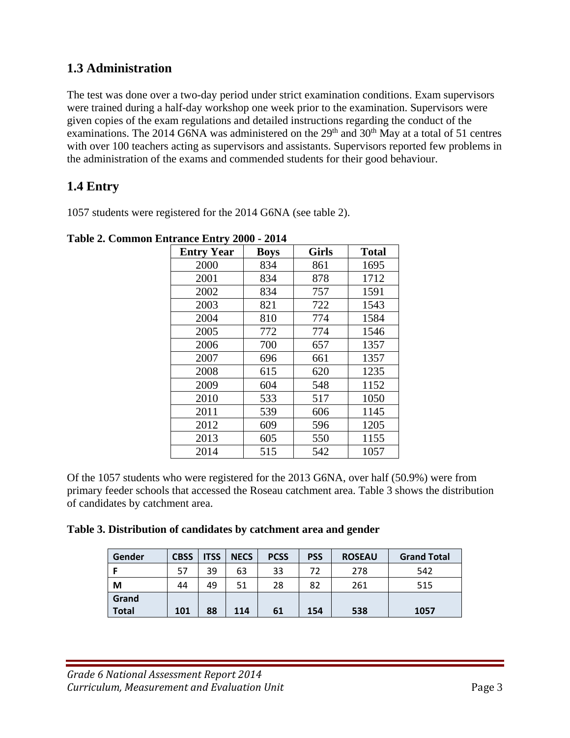## 1.3 Administration

The test was done over a two-day period under strict examination conditions. Exam supervisors were trained during a half-day workshop one week prior to the examination. Supervisors were given copies of the exam regulations and detailed instructions regarding the conduct of the examinations. The 2014 G6NA was administered on the 29th and 30th May at a total of 51 centres with over 100 teachers acting as supervisors and assistants. Supervisors reported few problems in the administration of the exams and commended students for their good behaviour.

## 1.4 Entry

1057 students were registered for the 2014 G6NA (see table 2).

**Table 2. Common Entrance Entry 2000 - 2014**

| Entry Year | Boys | Girls | Total |
|---|---|---|---|
| 2000 | 834 | 861 | 1695 |
| 2001 | 834 | 878 | 1712 |
| 2002 | 834 | 757 | 1591 |
| 2003 | 821 | 722 | 1543 |
| 2004 | 810 | 774 | 1584 |
| 2005 | 772 | 774 | 1546 |
| 2006 | 700 | 657 | 1357 |
| 2007 | 696 | 661 | 1357 |
| 2008 | 615 | 620 | 1235 |
| 2009 | 604 | 548 | 1152 |
| 2010 | 533 | 517 | 1050 |
| 2011 | 539 | 606 | 1145 |
| 2012 | 609 | 596 | 1205 |
| 2013 | 605 | 550 | 1155 |
| 2014 | 515 | 542 | 1057 |

Of the 1057 students who were registered for the 2013 G6NA, over half (50.9%) were from primary feeder schools that accessed the Roseau catchment area. Table 3 shows the distribution of candidates by catchment area.

**Table 3. Distribution of candidates by catchment area and gender**

| Gender | CBSS | ITSS | NECS | PCSS | PSS | ROSEAU | Grand Total |
|---|---|---|---|---|---|---|---|
| F | 57 | 39 | 63 | 33 | 72 | 278 | 542 |
| M | 44 | 49 | 51 | 28 | 82 | 261 | 515 |
| **Grand Total** | **101** | **88** | **114** | **61** | **154** | **538** | **1057** |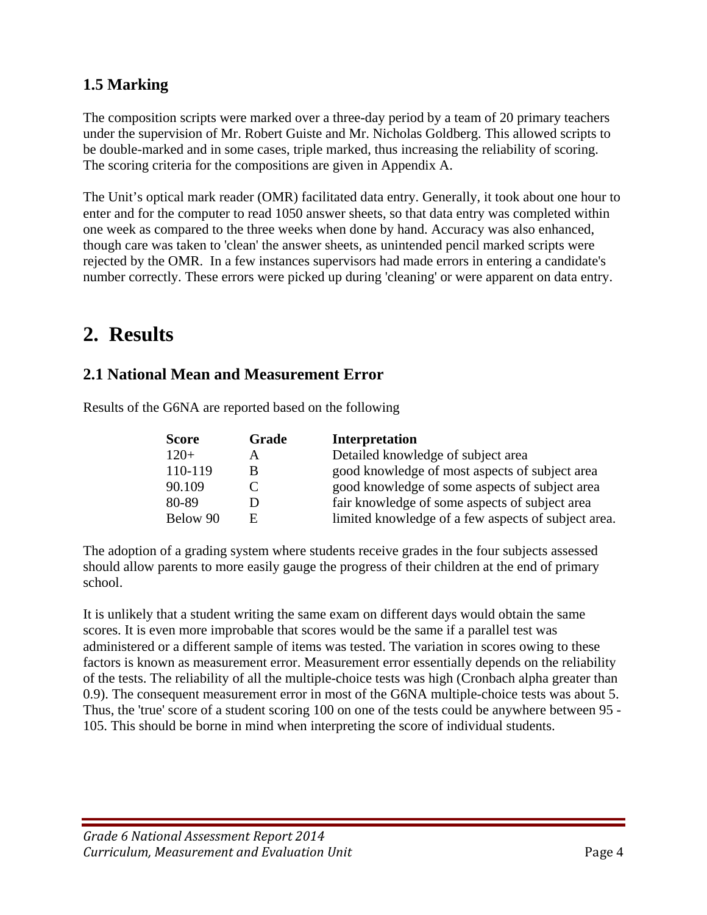## 1.5 Marking

The composition scripts were marked over a three-day period by a team of 20 primary teachers under the supervision of Mr. Robert Guiste and Mr. Nicholas Goldberg. This allowed scripts to be double-marked and in some cases, triple marked, thus increasing the reliability of scoring. The scoring criteria for the compositions are given in Appendix A.

The Unit's optical mark reader (OMR) facilitated data entry. Generally, it took about one hour to enter and for the computer to read 1050 answer sheets, so that data entry was completed within one week as compared to the three weeks when done by hand. Accuracy was also enhanced, though care was taken to 'clean' the answer sheets, as unintended pencil marked scripts were rejected by the OMR. In a few instances supervisors had made errors in entering a candidate's number correctly. These errors were picked up during 'cleaning' or were apparent on data entry.

# 2. Results

## 2.1 National Mean and Measurement Error

Results of the G6NA are reported based on the following

| Score | Grade | Interpretation |
|---|---|---|
| 120+ | A | Detailed knowledge of subject area |
| 110-119 | B | good knowledge of most aspects of subject area |
| 90.109 | C | good knowledge of some aspects of subject area |
| 80-89 | D | fair knowledge of some aspects of subject area |
| Below 90 | E | limited knowledge of a few aspects of subject area. |

The adoption of a grading system where students receive grades in the four subjects assessed should allow parents to more easily gauge the progress of their children at the end of primary school.

It is unlikely that a student writing the same exam on different days would obtain the same scores. It is even more improbable that scores would be the same if a parallel test was administered or a different sample of items was tested. The variation in scores owing to these factors is known as measurement error. Measurement error essentially depends on the reliability of the tests. The reliability of all the multiple-choice tests was high (Cronbach alpha greater than 0.9). The consequent measurement error in most of the G6NA multiple-choice tests was about 5. Thus, the 'true' score of a student scoring 100 on one of the tests could be anywhere between 95 - 105. This should be borne in mind when interpreting the score of individual students.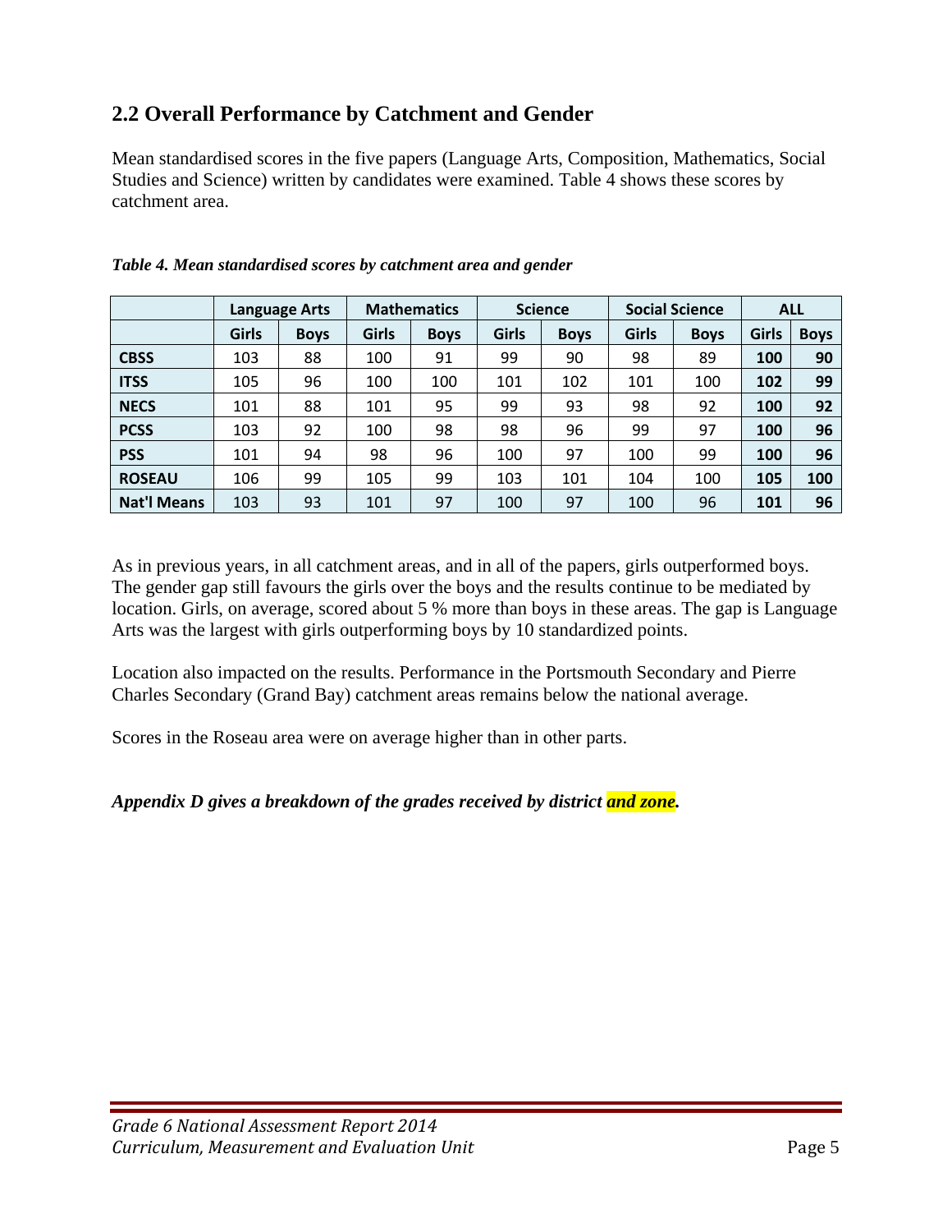## 2.2 Overall Performance by Catchment and Gender

Mean standardised scores in the five papers (Language Arts, Composition, Mathematics, Social Studies and Science) written by candidates were examined. Table 4 shows these scores by catchment area.

***Table 4. Mean standardised scores by catchment area and gender***

| | Language Arts | | Mathematics | | Science | | Social Science | | ALL | |
|---|---|---|---|---|---|---|---|---|---|---|
| | Girls | Boys | Girls | Boys | Girls | Boys | Girls | Boys | Girls | Boys |
| **CBSS** | 103 | 88 | 100 | 91 | 99 | 90 | 98 | 89 | **100** | **90** |
| **ITSS** | 105 | 96 | 100 | 100 | 101 | 102 | 101 | 100 | **102** | **99** |
| **NECS** | 101 | 88 | 101 | 95 | 99 | 93 | 98 | 92 | **100** | **92** |
| **PCSS** | 103 | 92 | 100 | 98 | 98 | 96 | 99 | 97 | **100** | **96** |
| **PSS** | 101 | 94 | 98 | 96 | 100 | 97 | 100 | 99 | **100** | **96** |
| **ROSEAU** | 106 | 99 | 105 | 99 | 103 | 101 | 104 | 100 | **105** | **100** |
| **Nat'l Means** | 103 | 93 | 101 | 97 | 100 | 97 | 100 | 96 | **101** | **96** |

As in previous years, in all catchment areas, and in all of the papers, girls outperformed boys. The gender gap still favours the girls over the boys and the results continue to be mediated by location. Girls, on average, scored about 5 % more than boys in these areas. The gap is Language Arts was the largest with girls outperforming boys by 10 standardized points.

Location also impacted on the results. Performance in the Portsmouth Secondary and Pierre Charles Secondary (Grand Bay) catchment areas remains below the national average.

Scores in the Roseau area were on average higher than in other parts.

***Appendix D gives a breakdown of the grades received by district and zone.***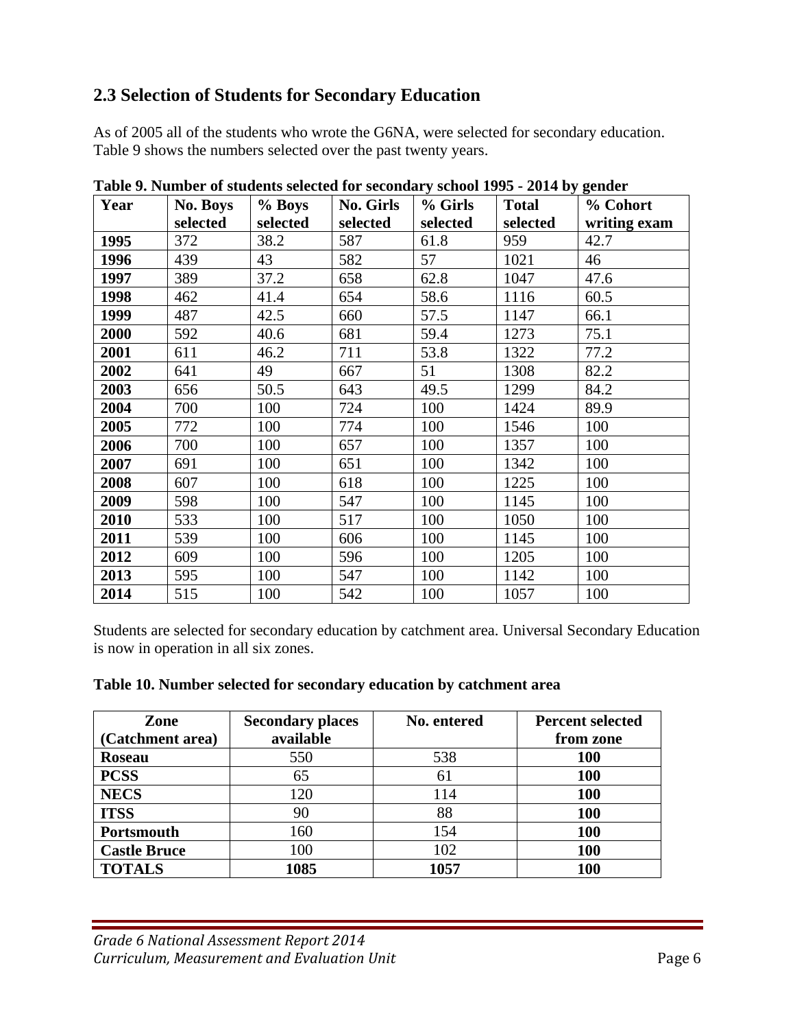## 2.3 Selection of Students for Secondary Education

As of 2005 all of the students who wrote the G6NA, were selected for secondary education. Table 9 shows the numbers selected over the past twenty years.

**Table 9. Number of students selected for secondary school 1995 - 2014 by gender**

| Year | No. Boys selected | % Boys selected | No. Girls selected | % Girls selected | Total selected | % Cohort writing exam |
|---|---|---|---|---|---|---|
| **1995** | 372 | 38.2 | 587 | 61.8 | 959 | 42.7 |
| **1996** | 439 | 43 | 582 | 57 | 1021 | 46 |
| **1997** | 389 | 37.2 | 658 | 62.8 | 1047 | 47.6 |
| **1998** | 462 | 41.4 | 654 | 58.6 | 1116 | 60.5 |
| **1999** | 487 | 42.5 | 660 | 57.5 | 1147 | 66.1 |
| **2000** | 592 | 40.6 | 681 | 59.4 | 1273 | 75.1 |
| **2001** | 611 | 46.2 | 711 | 53.8 | 1322 | 77.2 |
| **2002** | 641 | 49 | 667 | 51 | 1308 | 82.2 |
| **2003** | 656 | 50.5 | 643 | 49.5 | 1299 | 84.2 |
| **2004** | 700 | 100 | 724 | 100 | 1424 | 89.9 |
| **2005** | 772 | 100 | 774 | 100 | 1546 | 100 |
| **2006** | 700 | 100 | 657 | 100 | 1357 | 100 |
| **2007** | 691 | 100 | 651 | 100 | 1342 | 100 |
| **2008** | 607 | 100 | 618 | 100 | 1225 | 100 |
| **2009** | 598 | 100 | 547 | 100 | 1145 | 100 |
| **2010** | 533 | 100 | 517 | 100 | 1050 | 100 |
| **2011** | 539 | 100 | 606 | 100 | 1145 | 100 |
| **2012** | 609 | 100 | 596 | 100 | 1205 | 100 |
| **2013** | 595 | 100 | 547 | 100 | 1142 | 100 |
| **2014** | 515 | 100 | 542 | 100 | 1057 | 100 |

Students are selected for secondary education by catchment area. Universal Secondary Education is now in operation in all six zones.

**Table 10. Number selected for secondary education by catchment area**

| Zone (Catchment area) | Secondary places available | No. entered | Percent selected from zone |
|---|---|---|---|
| **Roseau** | 550 | 538 | **100** |
| **PCSS** | 65 | 61 | **100** |
| **NECS** | 120 | 114 | **100** |
| **ITSS** | 90 | 88 | **100** |
| **Portsmouth** | 160 | 154 | **100** |
| **Castle Bruce** | 100 | 102 | **100** |
| **TOTALS** | **1085** | **1057** | **100** |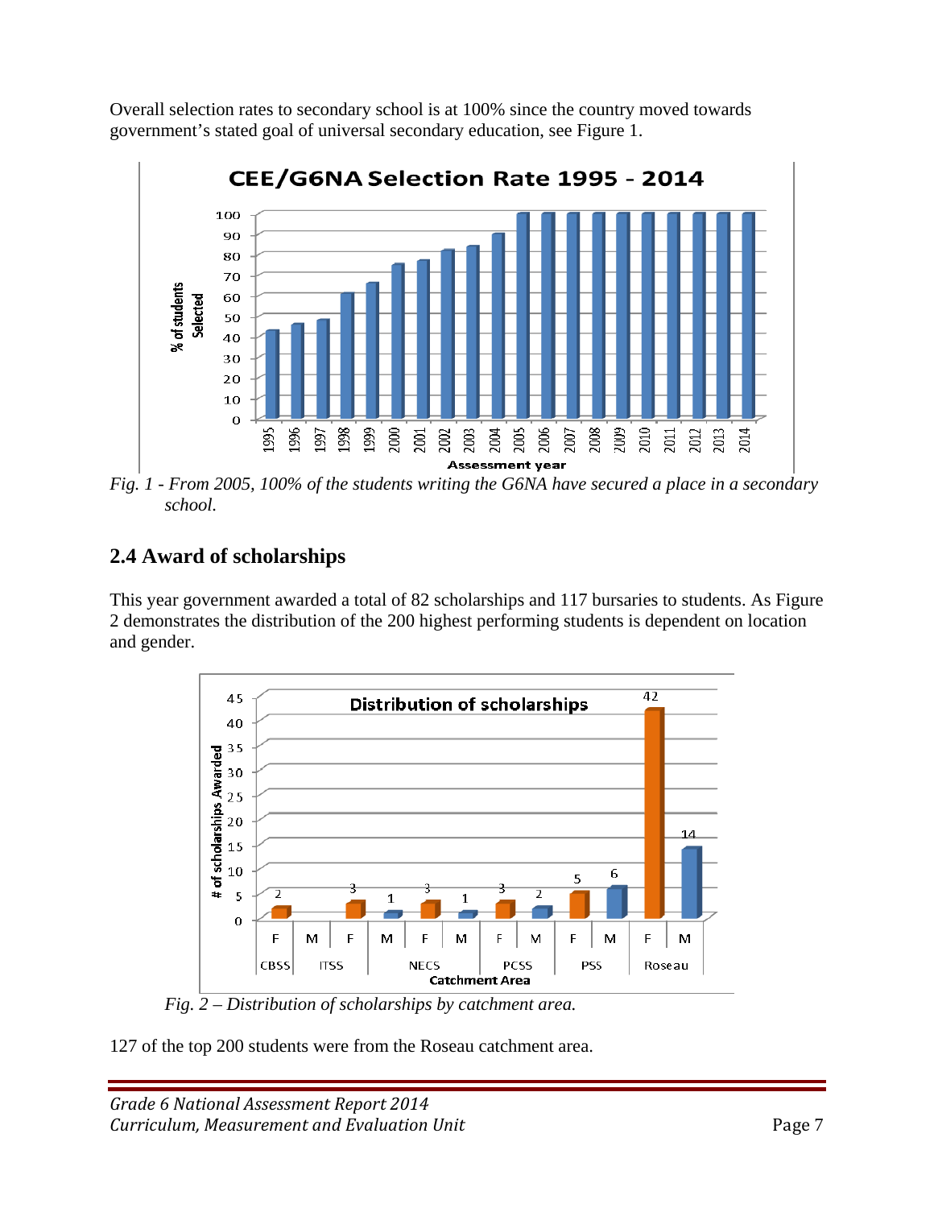Overall selection rates to secondary school is at 100% since the country moved towards government's stated goal of universal secondary education, see Figure 1.

*Fig. 1 - From 2005, 100% of the students writing the G6NA have secured a place in a secondary school.*

## 2.4 Award of scholarships

This year government awarded a total of 82 scholarships and 117 bursaries to students. As Figure 2 demonstrates the distribution of the 200 highest performing students is dependent on location and gender.

*Fig. 2 – Distribution of scholarships by catchment area.*

127 of the top 200 students were from the Roseau catchment area.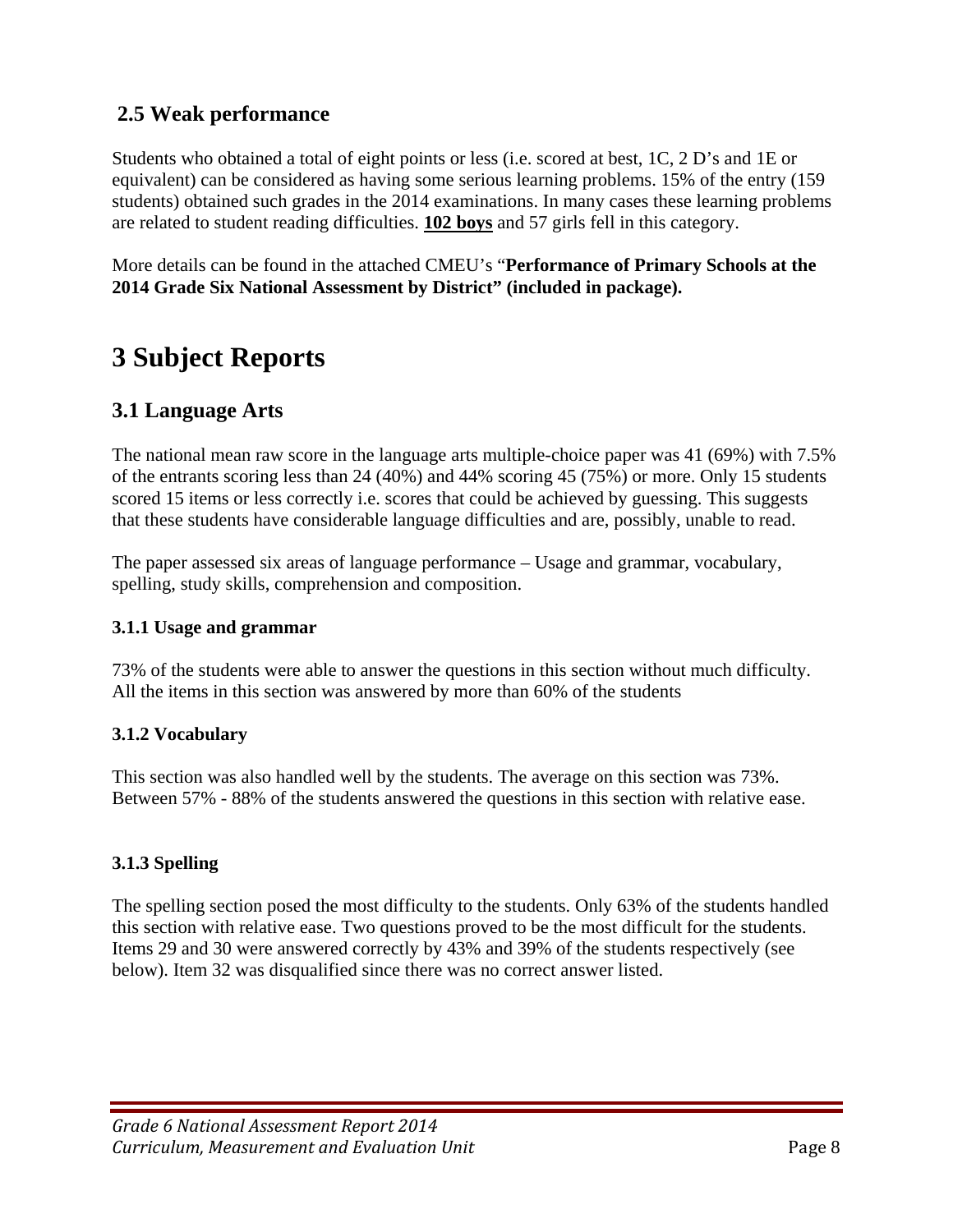## 2.5 Weak performance

Students who obtained a total of eight points or less (i.e. scored at best, 1C, 2 D's and 1E or equivalent) can be considered as having some serious learning problems. 15% of the entry (159 students) obtained such grades in the 2014 examinations. In many cases these learning problems are related to student reading difficulties. **102 boys** and 57 girls fell in this category.

More details can be found in the attached CMEU's "**Performance of Primary Schools at the 2014 Grade Six National Assessment by District" (included in package).**

# 3 Subject Reports

## 3.1 Language Arts

The national mean raw score in the language arts multiple-choice paper was 41 (69%) with 7.5% of the entrants scoring less than 24 (40%) and 44% scoring 45 (75%) or more. Only 15 students scored 15 items or less correctly i.e. scores that could be achieved by guessing. This suggests that these students have considerable language difficulties and are, possibly, unable to read.

The paper assessed six areas of language performance – Usage and grammar, vocabulary, spelling, study skills, comprehension and composition.

### 3.1.1 Usage and grammar

73% of the students were able to answer the questions in this section without much difficulty. All the items in this section was answered by more than 60% of the students

### 3.1.2 Vocabulary

This section was also handled well by the students. The average on this section was 73%. Between 57% - 88% of the students answered the questions in this section with relative ease.

### 3.1.3 Spelling

The spelling section posed the most difficulty to the students. Only 63% of the students handled this section with relative ease. Two questions proved to be the most difficult for the students. Items 29 and 30 were answered correctly by 43% and 39% of the students respectively (see below). Item 32 was disqualified since there was no correct answer listed.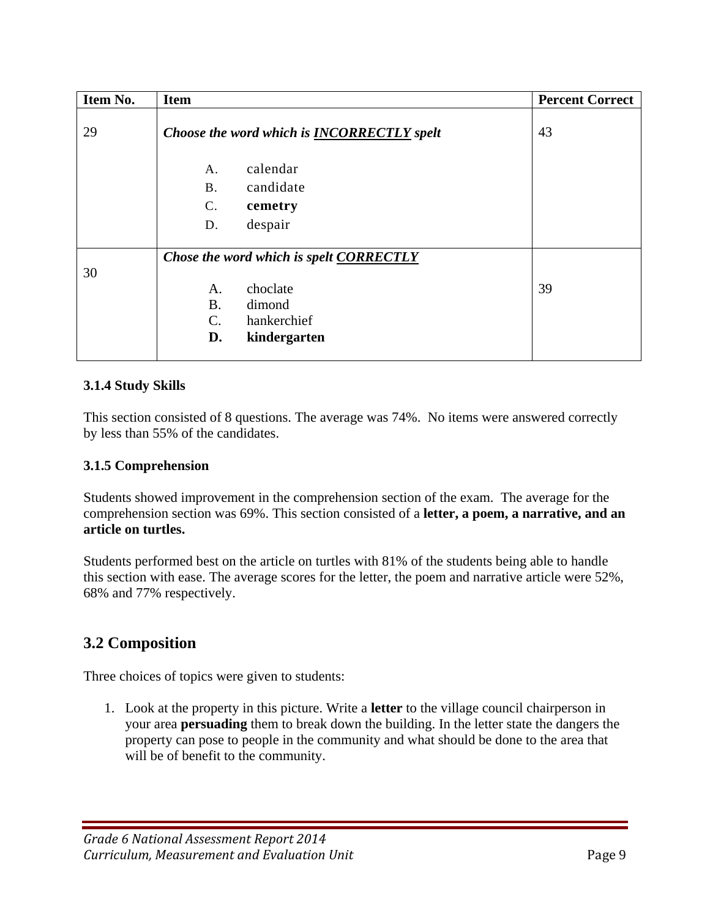| Item No. | Item | Percent Correct |
|---|---|---|
| 29 | ***Choose the word which is <u>INCORRECTLY</u> spelt***<br><br>A. calendar<br>B. candidate<br>C. **cemetry**<br>D. despair | 43 |
| 30 | ***Chose the word which is spelt <u>CORRECTLY</u>***<br><br>A. choclate<br>B. dimond<br>C. hankerchief<br>**D. kindergarten** | 39 |

**3.1.4 Study Skills**

This section consisted of 8 questions. The average was 74%. No items were answered correctly by less than 55% of the candidates.

**3.1.5 Comprehension**

Students showed improvement in the comprehension section of the exam. The average for the comprehension section was 69%. This section consisted of a **letter, a poem, a narrative, and an article on turtles.**

Students performed best on the article on turtles with 81% of the students being able to handle this section with ease. The average scores for the letter, the poem and narrative article were 52%, 68% and 77% respectively.

## 3.2 Composition

Three choices of topics were given to students:

1. Look at the property in this picture. Write a **letter** to the village council chairperson in your area **persuading** them to break down the building. In the letter state the dangers the property can pose to people in the community and what should be done to the area that will be of benefit to the community.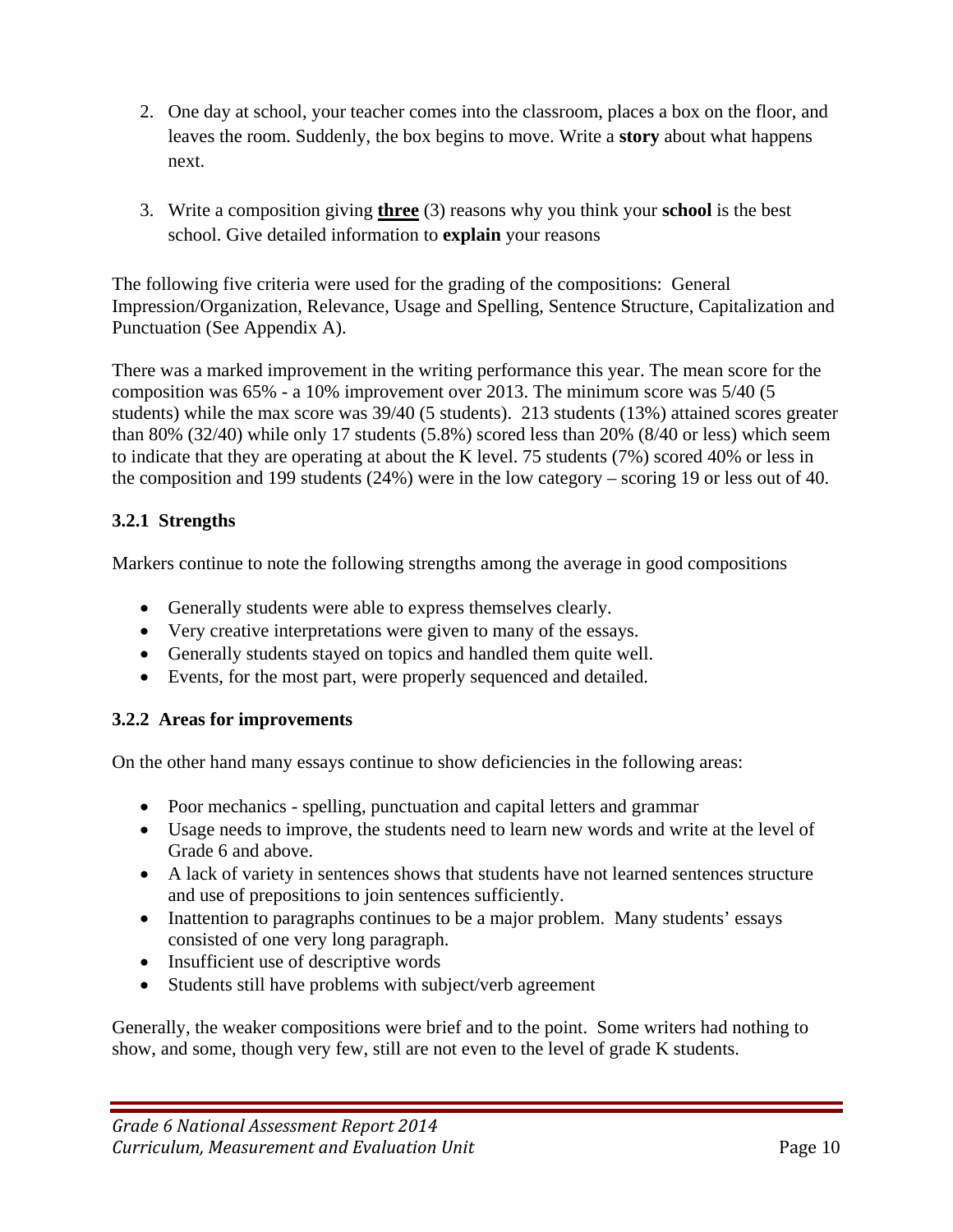2. One day at school, your teacher comes into the classroom, places a box on the floor, and leaves the room. Suddenly, the box begins to move. Write a **story** about what happens next.

3. Write a composition giving **three** (3) reasons why you think your **school** is the best school. Give detailed information to **explain** your reasons

The following five criteria were used for the grading of the compositions: General Impression/Organization, Relevance, Usage and Spelling, Sentence Structure, Capitalization and Punctuation (See Appendix A).

There was a marked improvement in the writing performance this year. The mean score for the composition was 65% - a 10% improvement over 2013. The minimum score was 5/40 (5 students) while the max score was 39/40 (5 students). 213 students (13%) attained scores greater than 80% (32/40) while only 17 students (5.8%) scored less than 20% (8/40 or less) which seem to indicate that they are operating at about the K level. 75 students (7%) scored 40% or less in the composition and 199 students (24%) were in the low category – scoring 19 or less out of 40.

### 3.2.1 Strengths

Markers continue to note the following strengths among the average in good compositions

- Generally students were able to express themselves clearly.
- Very creative interpretations were given to many of the essays.
- Generally students stayed on topics and handled them quite well.
- Events, for the most part, were properly sequenced and detailed.

### 3.2.2 Areas for improvements

On the other hand many essays continue to show deficiencies in the following areas:

- Poor mechanics - spelling, punctuation and capital letters and grammar
- Usage needs to improve, the students need to learn new words and write at the level of Grade 6 and above.
- A lack of variety in sentences shows that students have not learned sentences structure and use of prepositions to join sentences sufficiently.
- Inattention to paragraphs continues to be a major problem. Many students' essays consisted of one very long paragraph.
- Insufficient use of descriptive words
- Students still have problems with subject/verb agreement

Generally, the weaker compositions were brief and to the point. Some writers had nothing to show, and some, though very few, still are not even to the level of grade K students.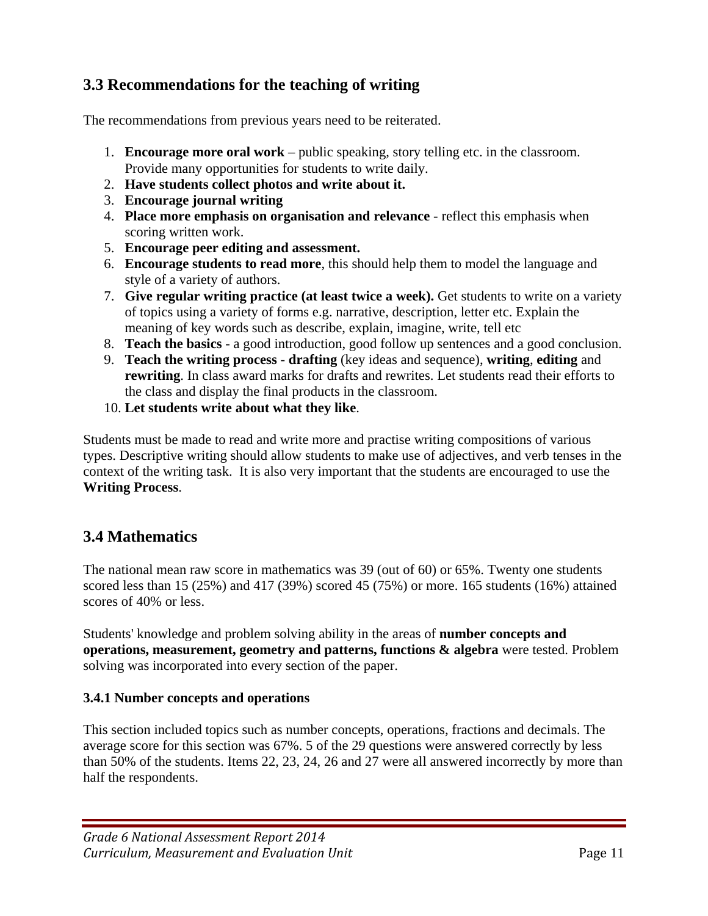## 3.3 Recommendations for the teaching of writing

The recommendations from previous years need to be reiterated.

1. **Encourage more oral work** – public speaking, story telling etc. in the classroom. Provide many opportunities for students to write daily.
2. **Have students collect photos and write about it.**
3. **Encourage journal writing**
4. **Place more emphasis on organisation and relevance** - reflect this emphasis when scoring written work.
5. **Encourage peer editing and assessment.**
6. **Encourage students to read more**, this should help them to model the language and style of a variety of authors.
7. **Give regular writing practice (at least twice a week).** Get students to write on a variety of topics using a variety of forms e.g. narrative, description, letter etc. Explain the meaning of key words such as describe, explain, imagine, write, tell etc
8. **Teach the basics** - a good introduction, good follow up sentences and a good conclusion.
9. **Teach the writing process** - **drafting** (key ideas and sequence), **writing**, **editing** and **rewriting**. In class award marks for drafts and rewrites. Let students read their efforts to the class and display the final products in the classroom.
10. **Let students write about what they like**.

Students must be made to read and write more and practise writing compositions of various types. Descriptive writing should allow students to make use of adjectives, and verb tenses in the context of the writing task. It is also very important that the students are encouraged to use the **Writing Process**.

## 3.4 Mathematics

The national mean raw score in mathematics was 39 (out of 60) or 65%. Twenty one students scored less than 15 (25%) and 417 (39%) scored 45 (75%) or more. 165 students (16%) attained scores of 40% or less.

Students' knowledge and problem solving ability in the areas of **number concepts and operations, measurement, geometry and patterns, functions & algebra** were tested. Problem solving was incorporated into every section of the paper.

### 3.4.1 Number concepts and operations

This section included topics such as number concepts, operations, fractions and decimals. The average score for this section was 67%. 5 of the 29 questions were answered correctly by less than 50% of the students. Items 22, 23, 24, 26 and 27 were all answered incorrectly by more than half the respondents.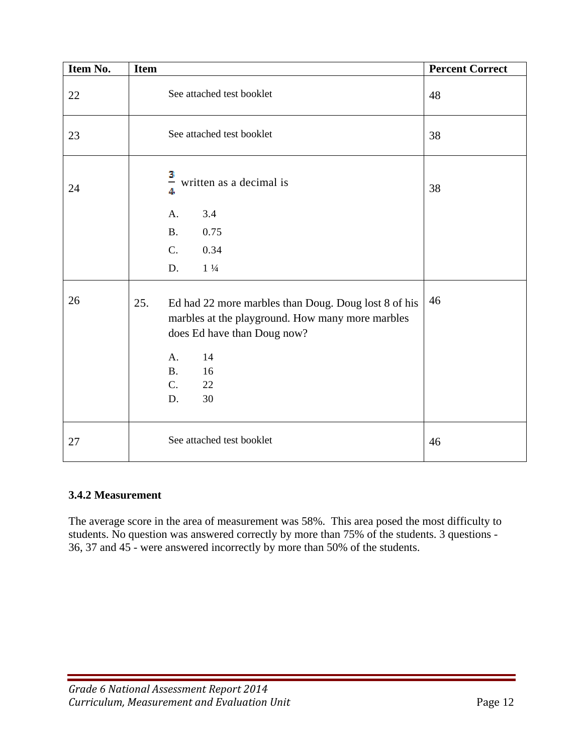| Item No. | Item | Percent Correct |
| --- | --- | --- |
| 22 | See attached test booklet | 48 |
| 23 | See attached test booklet | 38 |
| 24 | $\frac{3}{4}$ written as a decimal is<br><br>A. 3.4<br>B. 0.75<br>C. 0.34<br>D. 1 ¼ | 38 |
| 26 | 25. Ed had 22 more marbles than Doug. Doug lost 8 of his marbles at the playground. How many more marbles does Ed have than Doug now?<br><br>A. 14<br>B. 16<br>C. 22<br>D. 30 | 46 |
| 27 | See attached test booklet | 46 |

### 3.4.2 Measurement

The average score in the area of measurement was 58%. This area posed the most difficulty to students. No question was answered correctly by more than 75% of the students. 3 questions - 36, 37 and 45 - were answered incorrectly by more than 50% of the students.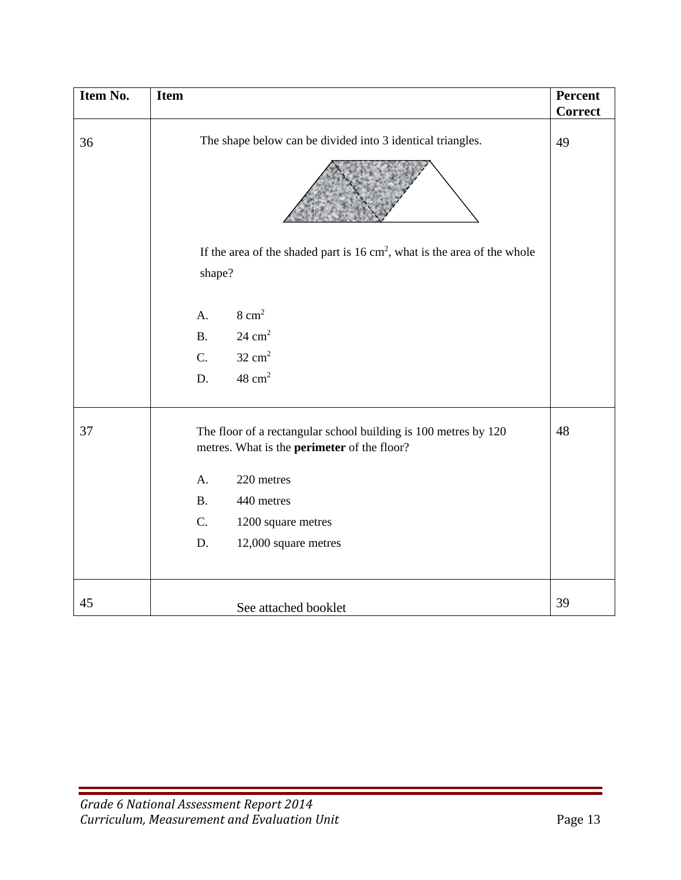| Item No. | Item | Percent Correct |
|---|---|---|
| 36 | The shape below can be divided into 3 identical triangles.<br><br>If the area of the shaded part is 16 $cm^2$, what is the area of the whole shape?<br><br>A. 8 $cm^2$<br>B. 24 $cm^2$<br>C. 32 $cm^2$<br>D. 48 $cm^2$ | 49 |
| 37 | The floor of a rectangular school building is 100 metres by 120 metres. What is the **perimeter** of the floor?<br><br>A. 220 metres<br>B. 440 metres<br>C. 1200 square metres<br>D. 12,000 square metres | 48 |
| 45 | See attached booklet | 39 |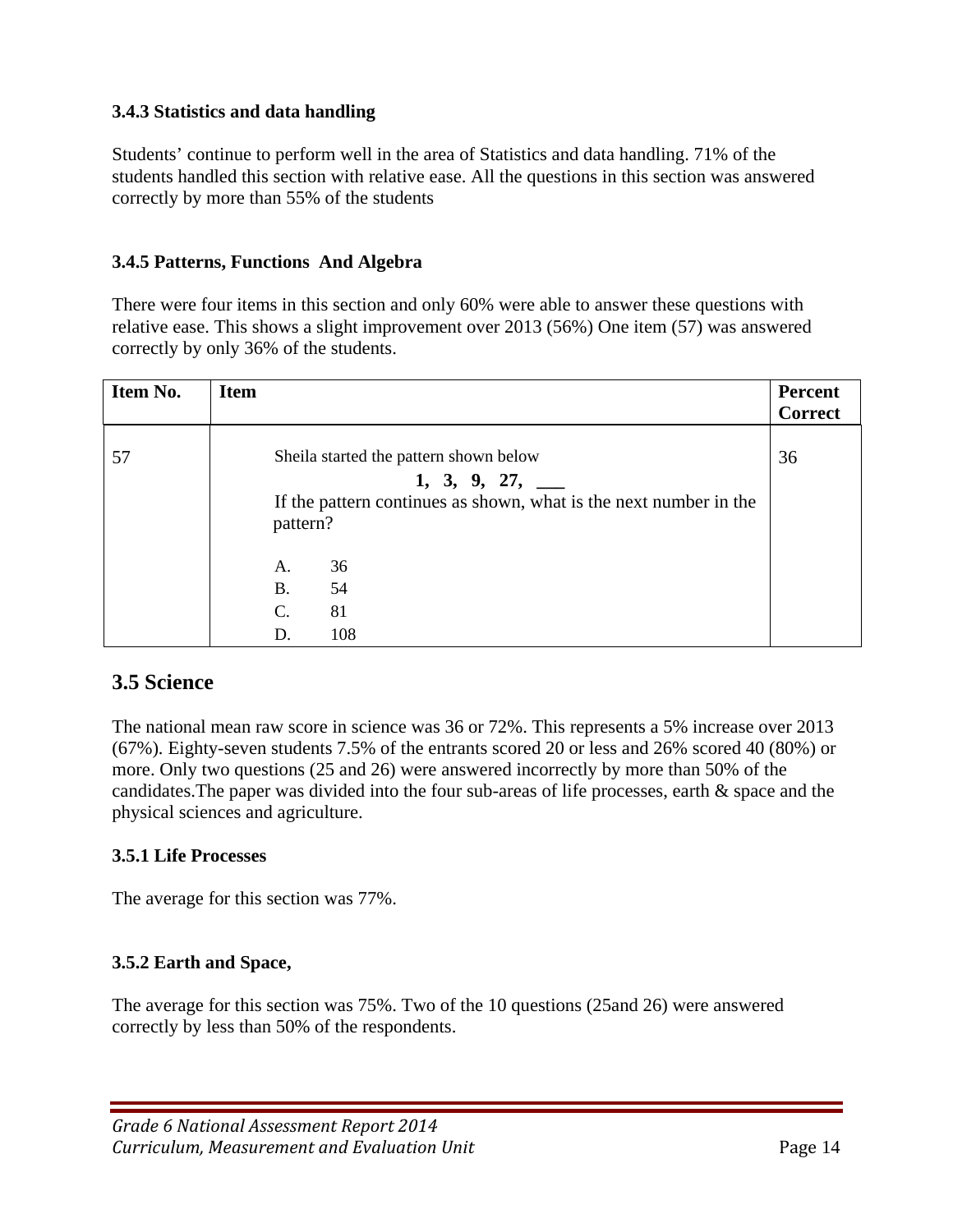### 3.4.3 Statistics and data handling

Students' continue to perform well in the area of Statistics and data handling. 71% of the students handled this section with relative ease. All the questions in this section was answered correctly by more than 55% of the students

### 3.4.5 Patterns, Functions And Algebra

There were four items in this section and only 60% were able to answer these questions with relative ease. This shows a slight improvement over 2013 (56%) One item (57) was answered correctly by only 36% of the students.

| Item No. | Item | Percent Correct |
|---|---|---|
| 57 | Sheila started the pattern shown below<br>**1, 3, 9, 27, \_\_\_**<br>If the pattern continues as shown, what is the next number in the pattern?<br><br>A. 36<br>B. 54<br>C. 81<br>D. 108 | 36 |

## 3.5 Science

The national mean raw score in science was 36 or 72%. This represents a 5% increase over 2013 (67%). Eighty-seven students 7.5% of the entrants scored 20 or less and 26% scored 40 (80%) or more. Only two questions (25 and 26) were answered incorrectly by more than 50% of the candidates.The paper was divided into the four sub-areas of life processes, earth & space and the physical sciences and agriculture.

### 3.5.1 Life Processes

The average for this section was 77%.

### 3.5.2 Earth and Space,

The average for this section was 75%. Two of the 10 questions (25and 26) were answered correctly by less than 50% of the respondents.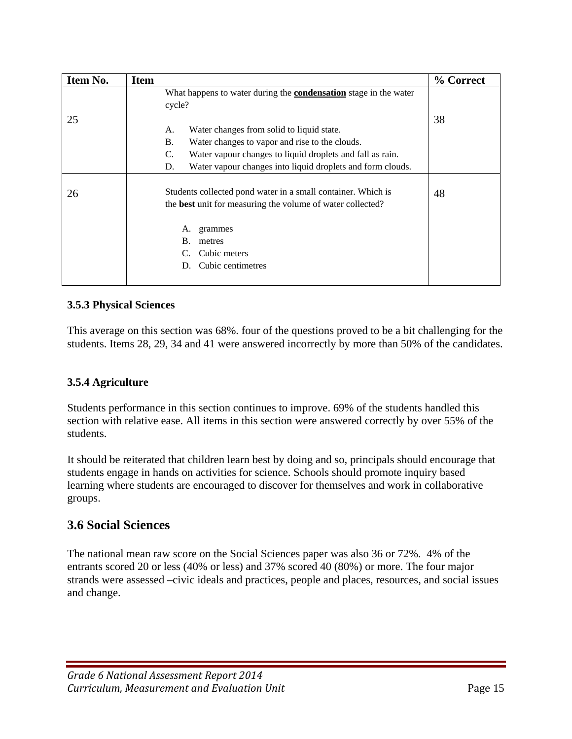| Item No. | Item | % Correct |
|---|---|---|
| 25 | What happens to water during the **<u>condensation</u>** stage in the water cycle?<br><br>A. Water changes from solid to liquid state.<br>B. Water changes to vapor and rise to the clouds.<br>C. Water vapour changes to liquid droplets and fall as rain.<br>D. Water vapour changes into liquid droplets and form clouds. | 38 |
| 26 | Students collected pond water in a small container. Which is the **best** unit for measuring the volume of water collected?<br><br>A. grammes<br>B. metres<br>C. Cubic meters<br>D. Cubic centimetres | 48 |

### 3.5.3 Physical Sciences

This average on this section was 68%. four of the questions proved to be a bit challenging for the students. Items 28, 29, 34 and 41 were answered incorrectly by more than 50% of the candidates.

### 3.5.4 Agriculture

Students performance in this section continues to improve. 69% of the students handled this section with relative ease. All items in this section were answered correctly by over 55% of the students.

It should be reiterated that children learn best by doing and so, principals should encourage that students engage in hands on activities for science. Schools should promote inquiry based learning where students are encouraged to discover for themselves and work in collaborative groups.

## 3.6 Social Sciences

The national mean raw score on the Social Sciences paper was also 36 or 72%. 4% of the entrants scored 20 or less (40% or less) and 37% scored 40 (80%) or more. The four major strands were assessed –civic ideals and practices, people and places, resources, and social issues and change.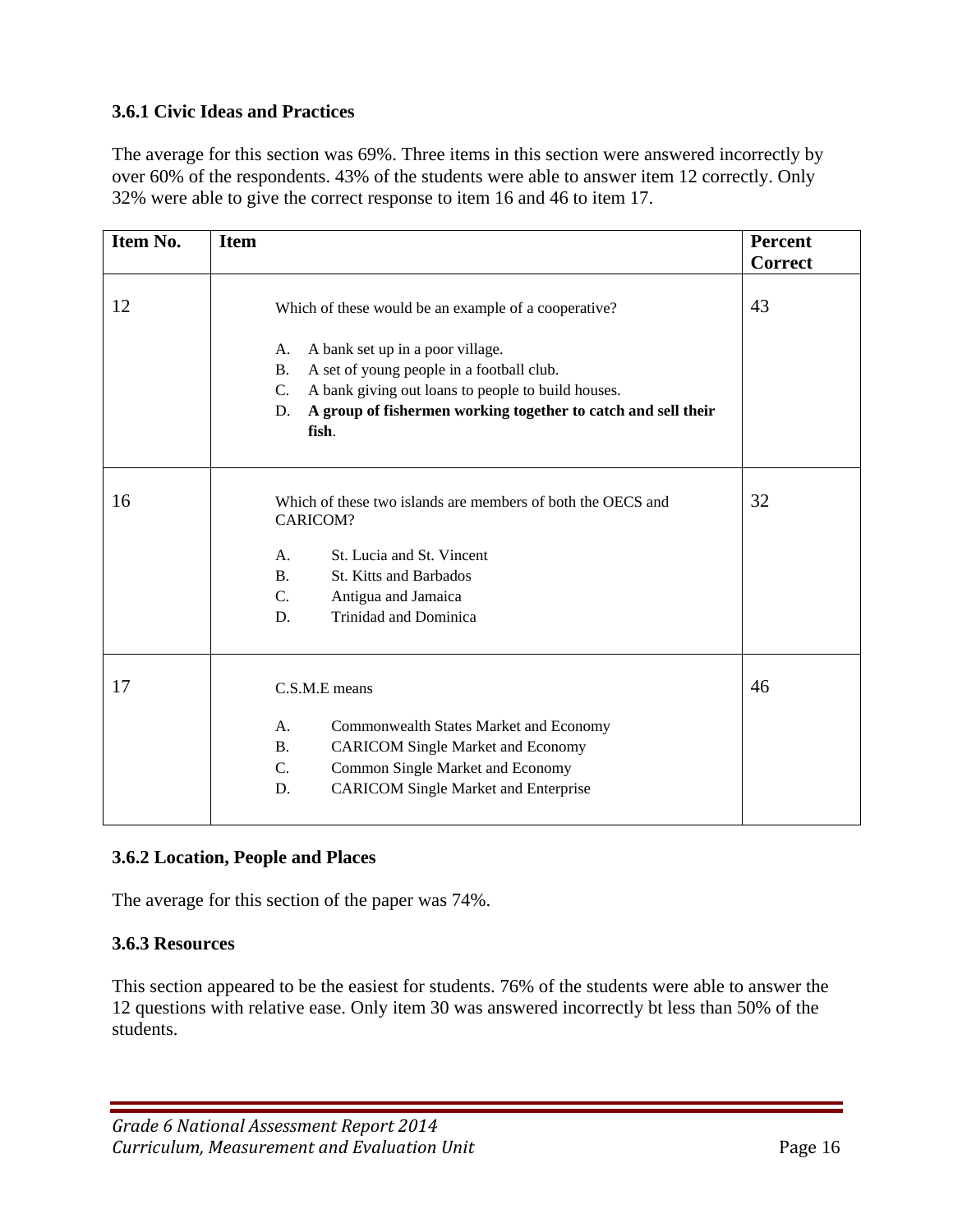### 3.6.1 Civic Ideas and Practices

The average for this section was 69%. Three items in this section were answered incorrectly by over 60% of the respondents. 43% of the students were able to answer item 12 correctly. Only 32% were able to give the correct response to item 16 and 46 to item 17.

| Item No. | Item | Percent Correct |
|---|---|---|
| 12 | Which of these would be an example of a cooperative?<br><br>A. A bank set up in a poor village.<br>B. A set of young people in a football club.<br>C. A bank giving out loans to people to build houses.<br>D. **A group of fishermen working together to catch and sell their fish**. | 43 |
| 16 | Which of these two islands are members of both the OECS and CARICOM?<br><br>A. St. Lucia and St. Vincent<br>B. St. Kitts and Barbados<br>C. Antigua and Jamaica<br>D. Trinidad and Dominica | 32 |
| 17 | C.S.M.E means<br><br>A. Commonwealth States Market and Economy<br>B. CARICOM Single Market and Economy<br>C. Common Single Market and Economy<br>D. CARICOM Single Market and Enterprise | 46 |

### 3.6.2 Location, People and Places

The average for this section of the paper was 74%.

### 3.6.3 Resources

This section appeared to be the easiest for students. 76% of the students were able to answer the 12 questions with relative ease. Only item 30 was answered incorrectly bt less than 50% of the students.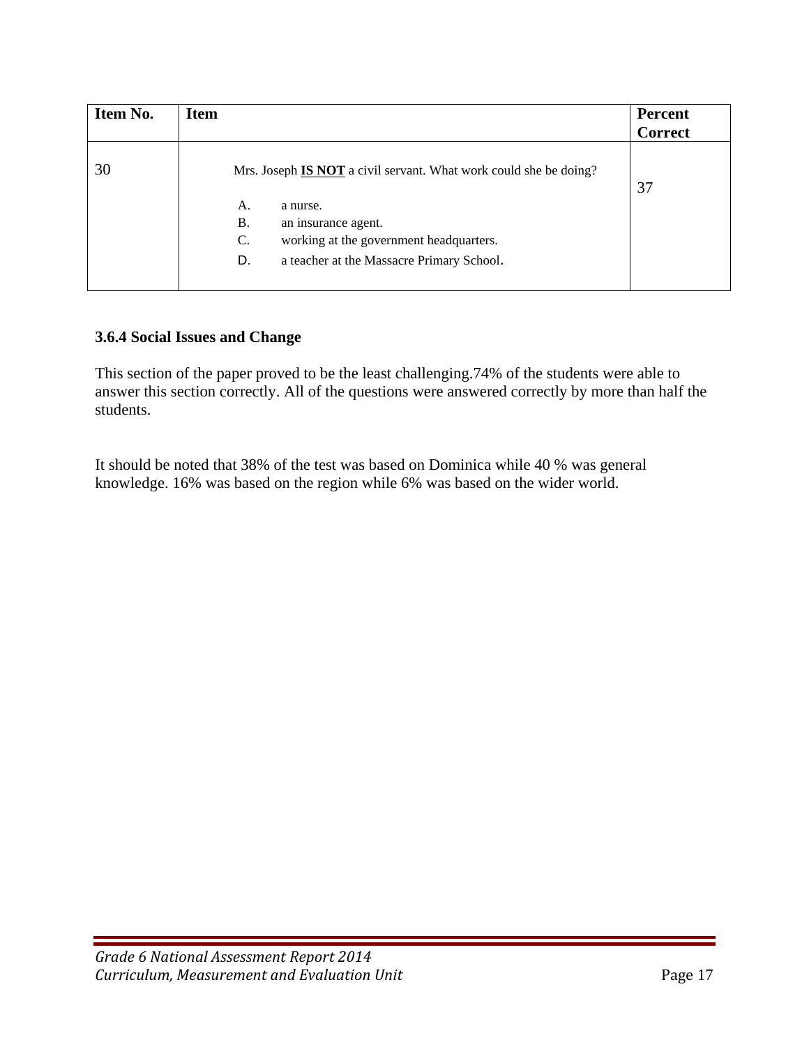| Item No. | Item | Percent Correct |
|---|---|---|
| 30 | Mrs. Joseph **IS NOT** a civil servant. What work could she be doing?<br><br>A. a nurse.<br>B. an insurance agent.<br>C. working at the government headquarters.<br>D. a teacher at the Massacre Primary School. | 37 |

### 3.6.4 Social Issues and Change

This section of the paper proved to be the least challenging.74% of the students were able to answer this section correctly. All of the questions were answered correctly by more than half the students.

It should be noted that 38% of the test was based on Dominica while 40 % was general knowledge. 16% was based on the region while 6% was based on the wider world.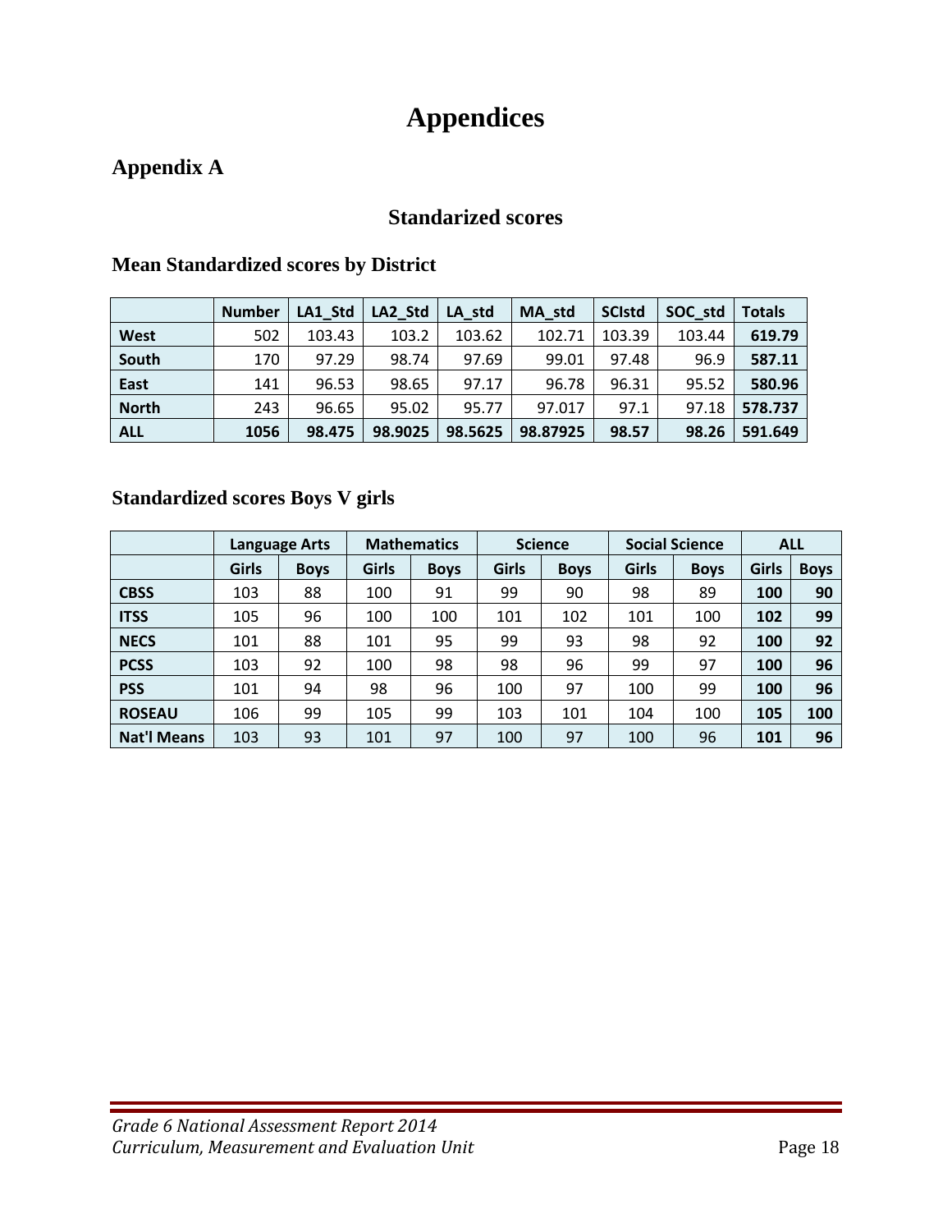# Appendices

## Appendix A

### Standarized scores

### Mean Standardized scores by District

| | Number | LA1_Std | LA2_Std | LA_std | MA_std | SCIstd | SOC_std | Totals |
|---|---|---|---|---|---|---|---|---|
| **West** | 502 | 103.43 | 103.2 | 103.62 | 102.71 | 103.39 | 103.44 | **619.79** |
| **South** | 170 | 97.29 | 98.74 | 97.69 | 99.01 | 97.48 | 96.9 | **587.11** |
| **East** | 141 | 96.53 | 98.65 | 97.17 | 96.78 | 96.31 | 95.52 | **580.96** |
| **North** | 243 | 96.65 | 95.02 | 95.77 | 97.017 | 97.1 | 97.18 | **578.737** |
| **ALL** | **1056** | **98.475** | **98.9025** | **98.5625** | **98.87925** | **98.57** | **98.26** | **591.649** |

### Standardized scores Boys V girls

| | Language Arts | | Mathematics | | Science | | Social Science | | ALL | |
|---|---|---|---|---|---|---|---|---|---|---|
| | Girls | Boys | Girls | Boys | Girls | Boys | Girls | Boys | Girls | Boys |
| **CBSS** | 103 | 88 | 100 | 91 | 99 | 90 | 98 | 89 | **100** | **90** |
| **ITSS** | 105 | 96 | 100 | 100 | 101 | 102 | 101 | 100 | **102** | **99** |
| **NECS** | 101 | 88 | 101 | 95 | 99 | 93 | 98 | 92 | **100** | **92** |
| **PCSS** | 103 | 92 | 100 | 98 | 98 | 96 | 99 | 97 | **100** | **96** |
| **PSS** | 101 | 94 | 98 | 96 | 100 | 97 | 100 | 99 | **100** | **96** |
| **ROSEAU** | 106 | 99 | 105 | 99 | 103 | 101 | 104 | 100 | **105** | **100** |
| **Nat'l Means** | 103 | 93 | 101 | 97 | 100 | 97 | 100 | 96 | **101** | **96** |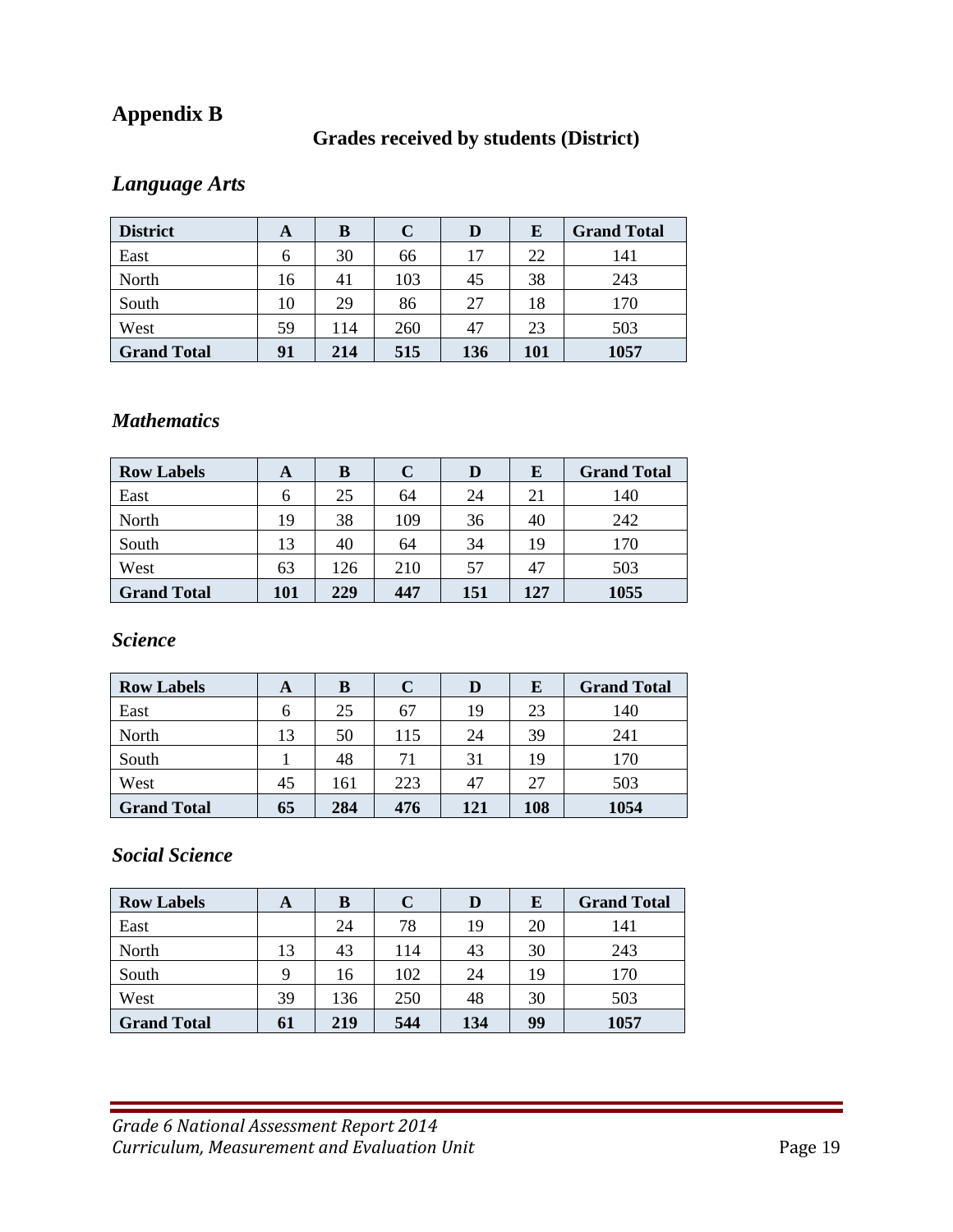# Appendix B

## Grades received by students (District)

### *Language Arts*

| **District** | **A** | **B** | **C** | **D** | **E** | **Grand Total** |
|---|---|---|---|---|---|---|
| East | 6 | 30 | 66 | 17 | 22 | 141 |
| North | 16 | 41 | 103 | 45 | 38 | 243 |
| South | 10 | 29 | 86 | 27 | 18 | 170 |
| West | 59 | 114 | 260 | 47 | 23 | 503 |
| **Grand Total** | **91** | **214** | **515** | **136** | **101** | **1057** |

### *Mathematics*

| **Row Labels** | **A** | **B** | **C** | **D** | **E** | **Grand Total** |
|---|---|---|---|---|---|---|
| East | 6 | 25 | 64 | 24 | 21 | 140 |
| North | 19 | 38 | 109 | 36 | 40 | 242 |
| South | 13 | 40 | 64 | 34 | 19 | 170 |
| West | 63 | 126 | 210 | 57 | 47 | 503 |
| **Grand Total** | **101** | **229** | **447** | **151** | **127** | **1055** |

### *Science*

| **Row Labels** | **A** | **B** | **C** | **D** | **E** | **Grand Total** |
|---|---|---|---|---|---|---|
| East | 6 | 25 | 67 | 19 | 23 | 140 |
| North | 13 | 50 | 115 | 24 | 39 | 241 |
| South | 1 | 48 | 71 | 31 | 19 | 170 |
| West | 45 | 161 | 223 | 47 | 27 | 503 |
| **Grand Total** | **65** | **284** | **476** | **121** | **108** | **1054** |

### *Social Science*

| **Row Labels** | **A** | **B** | **C** | **D** | **E** | **Grand Total** |
|---|---|---|---|---|---|---|
| East | | 24 | 78 | 19 | 20 | 141 |
| North | 13 | 43 | 114 | 43 | 30 | 243 |
| South | 9 | 16 | 102 | 24 | 19 | 170 |
| West | 39 | 136 | 250 | 48 | 30 | 503 |
| **Grand Total** | **61** | **219** | **544** | **134** | **99** | **1057** |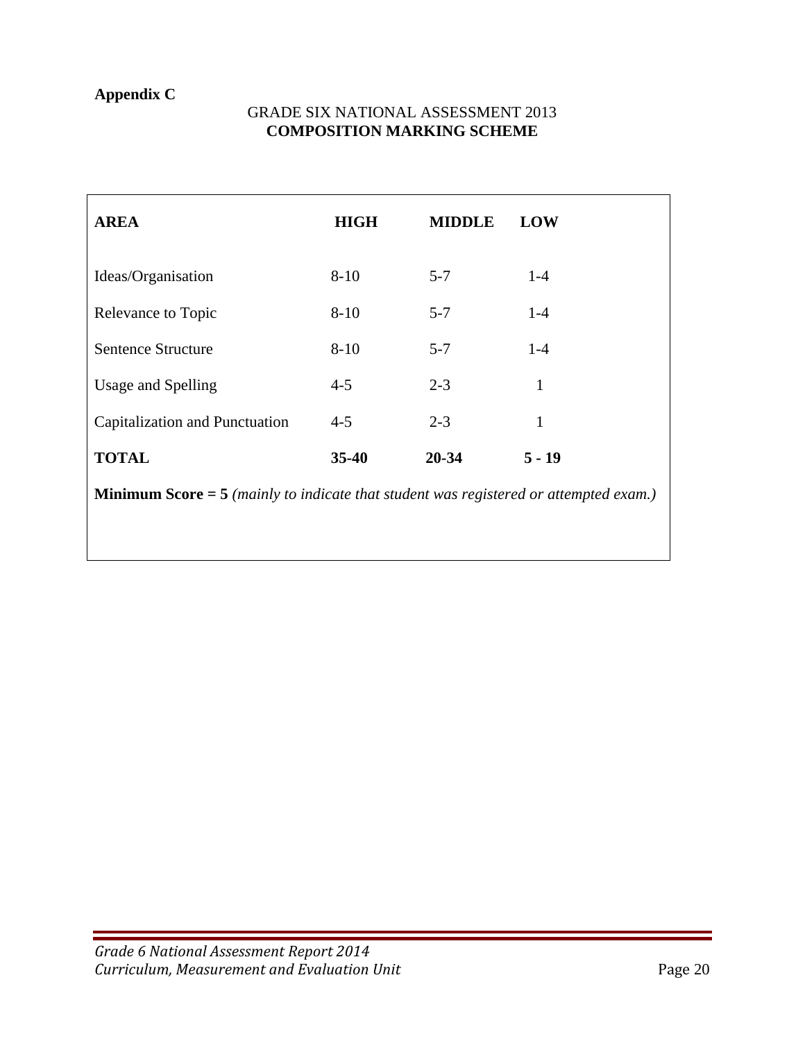**Appendix C**

GRADE SIX NATIONAL ASSESSMENT 2013
**COMPOSITION MARKING SCHEME**

| **AREA** | **HIGH** | **MIDDLE** | **LOW** |
|---|---|---|---|
| Ideas/Organisation | 8-10 | 5-7 | 1-4 |
| Relevance to Topic | 8-10 | 5-7 | 1-4 |
| Sentence Structure | 8-10 | 5-7 | 1-4 |
| Usage and Spelling | 4-5 | 2-3 | 1 |
| Capitalization and Punctuation | 4-5 | 2-3 | 1 |
| **TOTAL** | **35-40** | **20-34** | **5 - 19** |

**Minimum Score = 5** *(mainly to indicate that student was registered or attempted exam.)*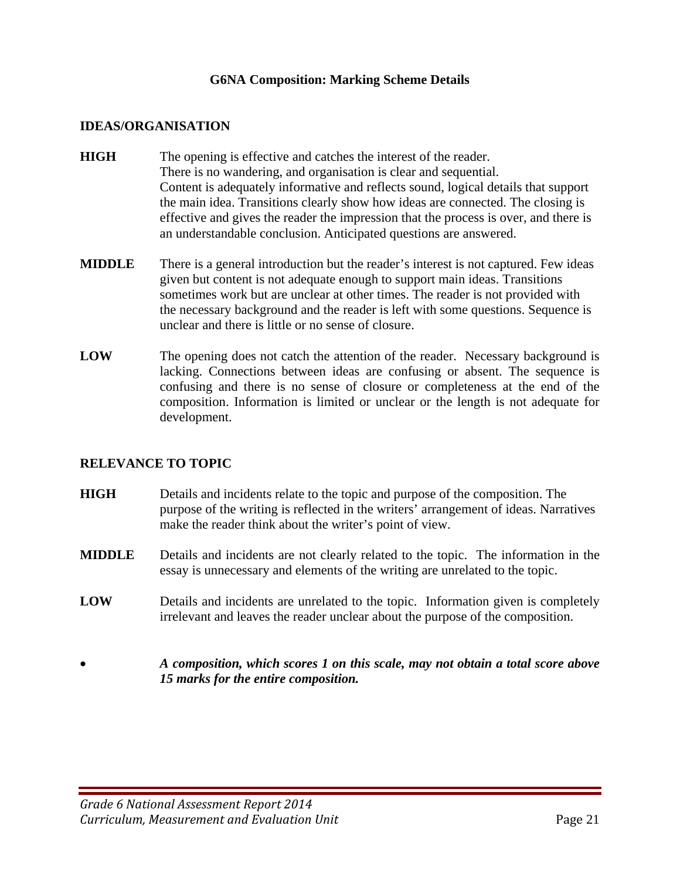## G6NA Composition: Marking Scheme Details

### IDEAS/ORGANISATION

**HIGH** The opening is effective and catches the interest of the reader. There is no wandering, and organisation is clear and sequential. Content is adequately informative and reflects sound, logical details that support the main idea. Transitions clearly show how ideas are connected. The closing is effective and gives the reader the impression that the process is over, and there is an understandable conclusion. Anticipated questions are answered.

**MIDDLE** There is a general introduction but the reader's interest is not captured. Few ideas given but content is not adequate enough to support main ideas. Transitions sometimes work but are unclear at other times. The reader is not provided with the necessary background and the reader is left with some questions. Sequence is unclear and there is little or no sense of closure.

**LOW** The opening does not catch the attention of the reader. Necessary background is lacking. Connections between ideas are confusing or absent. The sequence is confusing and there is no sense of closure or completeness at the end of the composition. Information is limited or unclear or the length is not adequate for development.

### RELEVANCE TO TOPIC

**HIGH** Details and incidents relate to the topic and purpose of the composition. The purpose of the writing is reflected in the writers' arrangement of ideas. Narratives make the reader think about the writer's point of view.

**MIDDLE** Details and incidents are not clearly related to the topic. The information in the essay is unnecessary and elements of the writing are unrelated to the topic.

**LOW** Details and incidents are unrelated to the topic. Information given is completely irrelevant and leaves the reader unclear about the purpose of the composition.

- ***A composition, which scores 1 on this scale, may not obtain a total score above 15 marks for the entire composition.***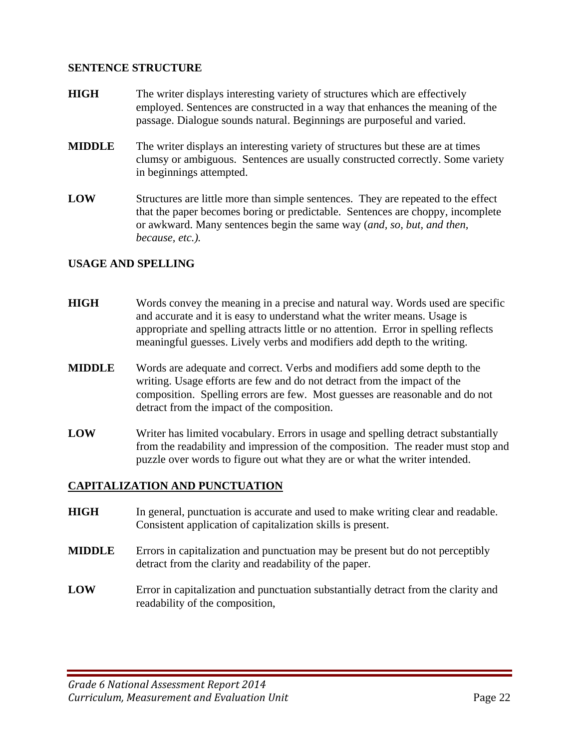**SENTENCE STRUCTURE**

**HIGH** The writer displays interesting variety of structures which are effectively employed. Sentences are constructed in a way that enhances the meaning of the passage. Dialogue sounds natural. Beginnings are purposeful and varied.

**MIDDLE** The writer displays an interesting variety of structures but these are at times clumsy or ambiguous. Sentences are usually constructed correctly. Some variety in beginnings attempted.

**LOW** Structures are little more than simple sentences. They are repeated to the effect that the paper becomes boring or predictable. Sentences are choppy, incomplete or awkward. Many sentences begin the same way (*and, so, but, and then, because, etc.).*

**USAGE AND SPELLING**

**HIGH** Words convey the meaning in a precise and natural way. Words used are specific and accurate and it is easy to understand what the writer means. Usage is appropriate and spelling attracts little or no attention. Error in spelling reflects meaningful guesses. Lively verbs and modifiers add depth to the writing.

**MIDDLE** Words are adequate and correct. Verbs and modifiers add some depth to the writing. Usage efforts are few and do not detract from the impact of the composition. Spelling errors are few. Most guesses are reasonable and do not detract from the impact of the composition.

**LOW** Writer has limited vocabulary. Errors in usage and spelling detract substantially from the readability and impression of the composition. The reader must stop and puzzle over words to figure out what they are or what the writer intended.

**CAPITALIZATION AND PUNCTUATION**

**HIGH** In general, punctuation is accurate and used to make writing clear and readable. Consistent application of capitalization skills is present.

**MIDDLE** Errors in capitalization and punctuation may be present but do not perceptibly detract from the clarity and readability of the paper.

**LOW** Error in capitalization and punctuation substantially detract from the clarity and readability of the composition,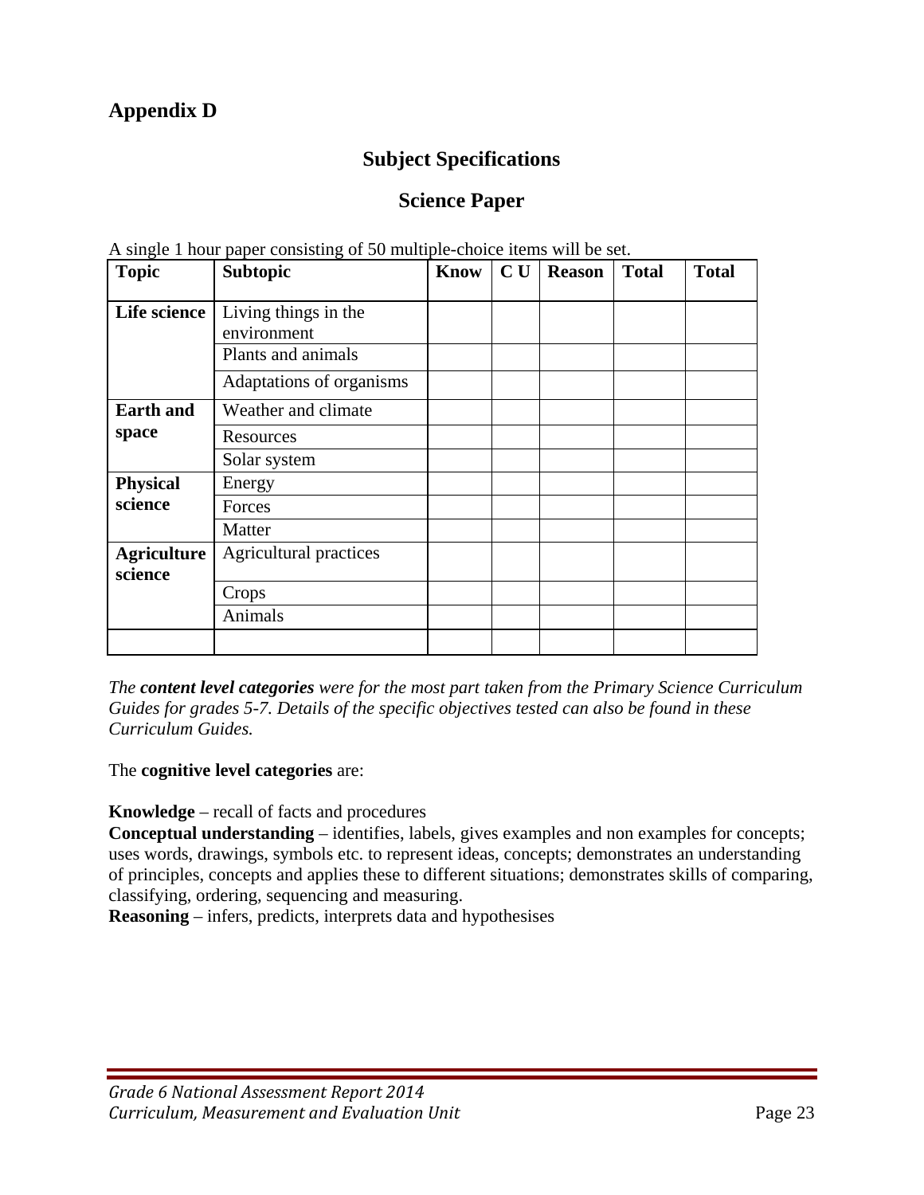## Appendix D

### Subject Specifications

### Science Paper

A single 1 hour paper consisting of 50 multiple-choice items will be set.

| Topic | Subtopic | Know | C U | Reason | Total | Total |
|---|---|---|---|---|---|---|
| Life science | Living things in the environment | | | | | |
| | Plants and animals | | | | | |
| | Adaptations of organisms | | | | | |
| Earth and space | Weather and climate | | | | | |
| | Resources | | | | | |
| | Solar system | | | | | |
| Physical science | Energy | | | | | |
| | Forces | | | | | |
| | Matter | | | | | |
| Agriculture science | Agricultural practices | | | | | |
| | Crops | | | | | |
| | Animals | | | | | |
| | | | | | | |

*The **content level categories** were for the most part taken from the Primary Science Curriculum Guides for grades 5-7. Details of the specific objectives tested can also be found in these Curriculum Guides.*

The **cognitive level categories** are:

**Knowledge** – recall of facts and procedures
**Conceptual understanding** – identifies, labels, gives examples and non examples for concepts; uses words, drawings, symbols etc. to represent ideas, concepts; demonstrates an understanding of principles, concepts and applies these to different situations; demonstrates skills of comparing, classifying, ordering, sequencing and measuring.
**Reasoning** – infers, predicts, interprets data and hypothesises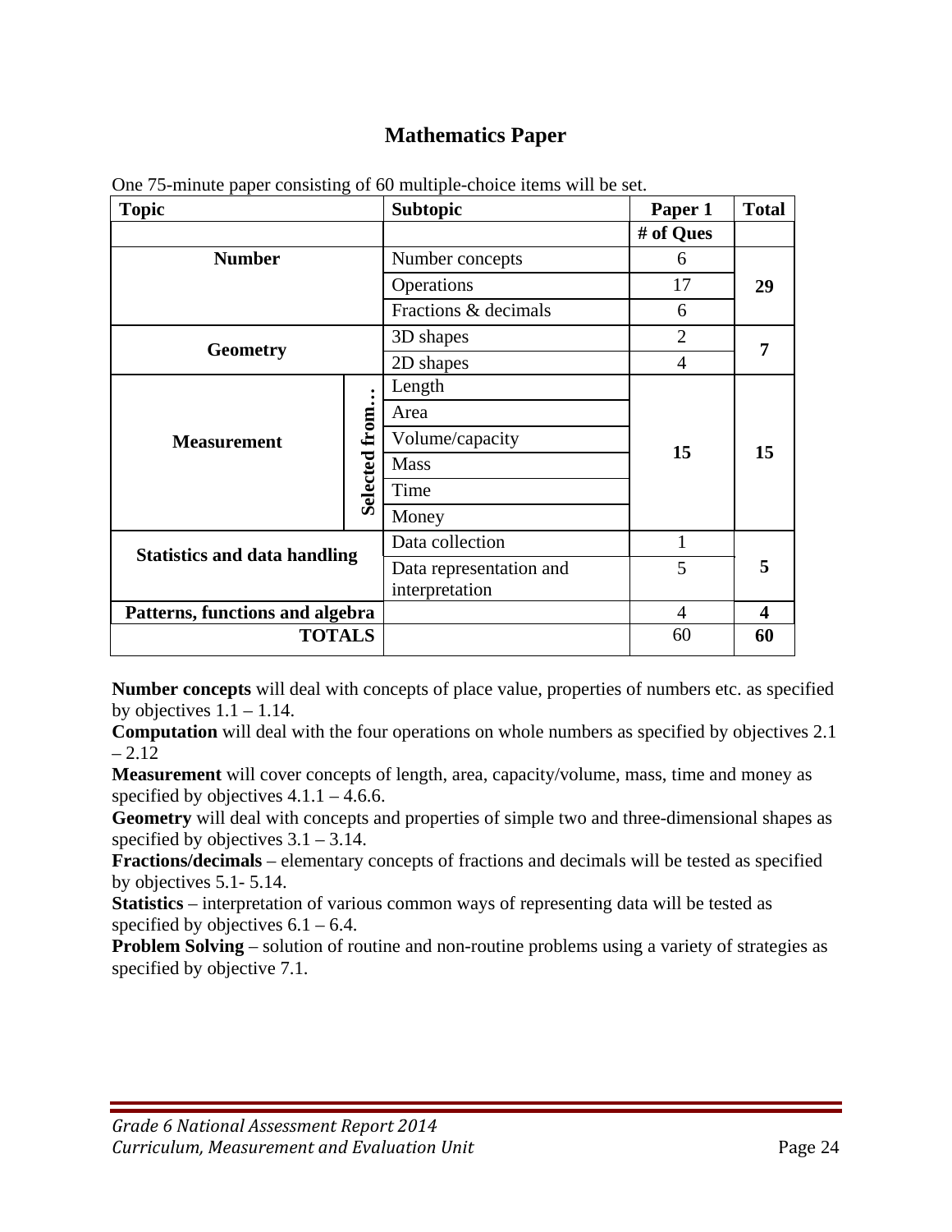## Mathematics Paper

One 75-minute paper consisting of 60 multiple-choice items will be set.

| Topic | | Subtopic | Paper 1 | Total |
|---|---|---|---|---|
| | | | # of Ques | |
| **Number** | | Number concepts | 6 | **29** |
| | | Operations | 17 | |
| | | Fractions & decimals | 6 | |
| **Geometry** | | 3D shapes | 2 | **7** |
| | | 2D shapes | 4 | |
| **Measurement** | **Selected from…** | Length | **15** | **15** |
| | | Area | | |
| | | Volume/capacity | | |
| | | Mass | | |
| | | Time | | |
| | | Money | | |
| **Statistics and data handling** | | Data collection | 1 | **5** |
| | | Data representation and interpretation | 5 | |
| **Patterns, functions and algebra** | | | 4 | **4** |
| **TOTALS** | | | 60 | **60** |

**Number concepts** will deal with concepts of place value, properties of numbers etc. as specified by objectives 1.1 – 1.14.

**Computation** will deal with the four operations on whole numbers as specified by objectives 2.1 – 2.12

**Measurement** will cover concepts of length, area, capacity/volume, mass, time and money as specified by objectives 4.1.1 – 4.6.6.

**Geometry** will deal with concepts and properties of simple two and three-dimensional shapes as specified by objectives 3.1 – 3.14.

**Fractions/decimals** – elementary concepts of fractions and decimals will be tested as specified by objectives 5.1- 5.14.

**Statistics** – interpretation of various common ways of representing data will be tested as specified by objectives 6.1 – 6.4.

**Problem Solving** – solution of routine and non-routine problems using a variety of strategies as specified by objective 7.1.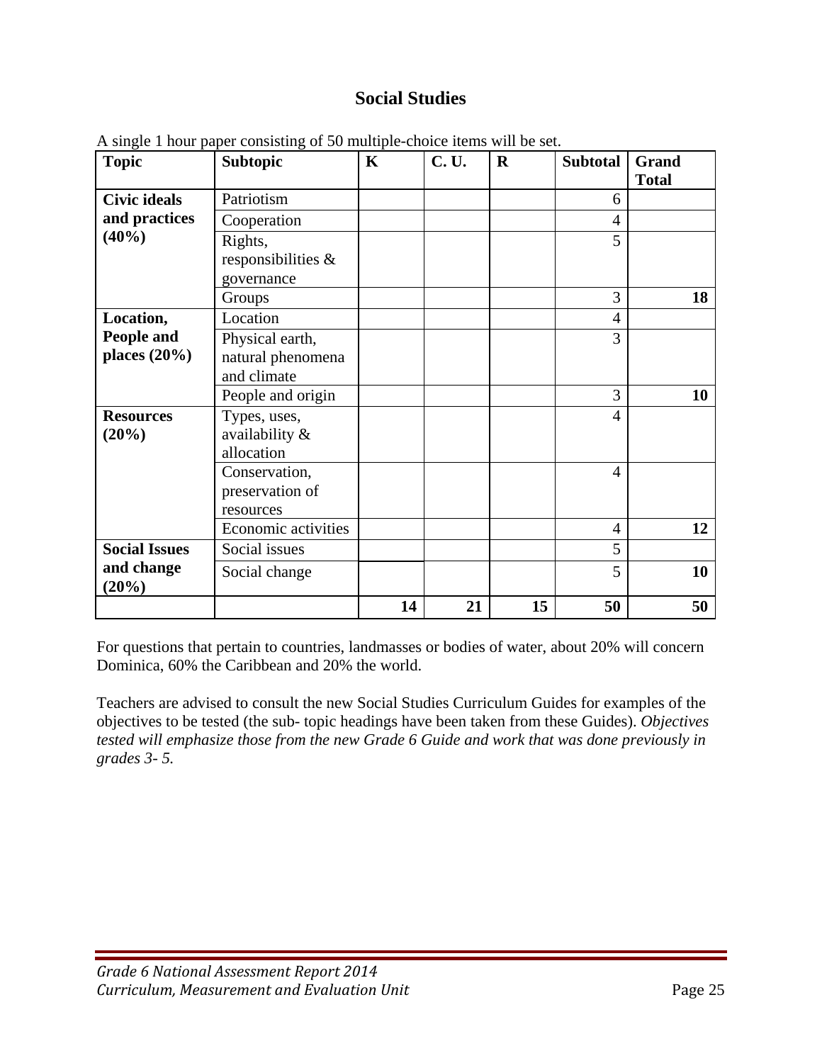## Social Studies

A single 1 hour paper consisting of 50 multiple-choice items will be set.

| Topic | Subtopic | K | C. U. | R | Subtotal | Grand Total |
|---|---|---|---|---|---|---|
| **Civic ideals and practices (40%)** | Patriotism | | | | 6 | |
| | Cooperation | | | | 4 | |
| | Rights, responsibilities & governance | | | | 5 | |
| | Groups | | | | 3 | **18** |
| **Location, People and places (20%)** | Location | | | | 4 | |
| | Physical earth, natural phenomena and climate | | | | 3 | |
| | People and origin | | | | 3 | **10** |
| **Resources (20%)** | Types, uses, availability & allocation | | | | 4 | |
| | Conservation, preservation of resources | | | | 4 | |
| | Economic activities | | | | 4 | **12** |
| **Social Issues and change (20%)** | Social issues | | | | 5 | |
| | Social change | | | | 5 | **10** |
| | | **14** | **21** | **15** | **50** | **50** |

For questions that pertain to countries, landmasses or bodies of water, about 20% will concern Dominica, 60% the Caribbean and 20% the world.

Teachers are advised to consult the new Social Studies Curriculum Guides for examples of the objectives to be tested (the sub- topic headings have been taken from these Guides). *Objectives tested will emphasize those from the new Grade 6 Guide and work that was done previously in grades 3- 5.*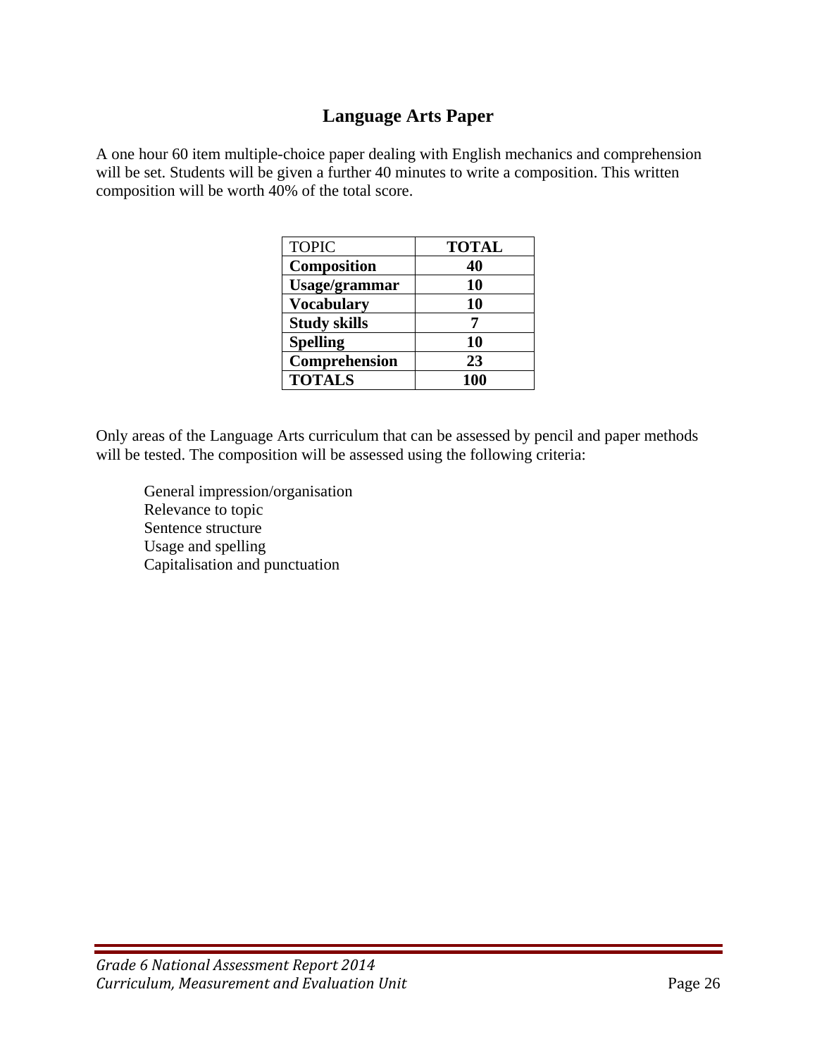## Language Arts Paper

A one hour 60 item multiple-choice paper dealing with English mechanics and comprehension will be set. Students will be given a further 40 minutes to write a composition. This written composition will be worth 40% of the total score.

| TOPIC | TOTAL |
|---|---|
| **Composition** | **40** |
| **Usage/grammar** | **10** |
| **Vocabulary** | **10** |
| **Study skills** | **7** |
| **Spelling** | **10** |
| **Comprehension** | **23** |
| **TOTALS** | **100** |

Only areas of the Language Arts curriculum that can be assessed by pencil and paper methods will be tested. The composition will be assessed using the following criteria:

General impression/organisation
Relevance to topic
Sentence structure
Usage and spelling
Capitalisation and punctuation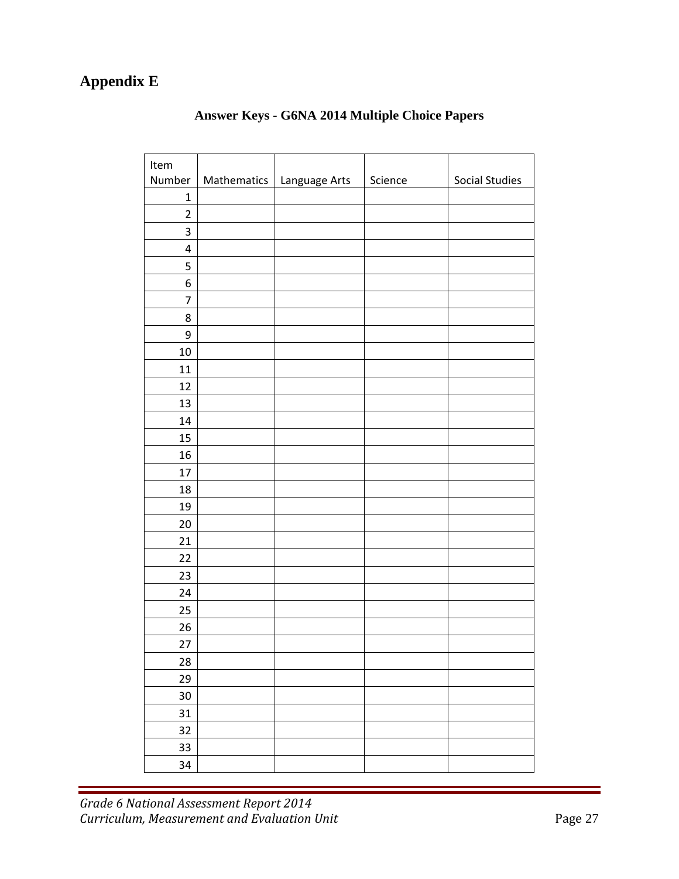# Appendix E

**Answer Keys - G6NA 2014 Multiple Choice Papers**

| Item Number | Mathematics | Language Arts | Science | Social Studies |
|---|---|---|---|---|
| 1 | | | | |
| 2 | | | | |
| 3 | | | | |
| 4 | | | | |
| 5 | | | | |
| 6 | | | | |
| 7 | | | | |
| 8 | | | | |
| 9 | | | | |
| 10 | | | | |
| 11 | | | | |
| 12 | | | | |
| 13 | | | | |
| 14 | | | | |
| 15 | | | | |
| 16 | | | | |
| 17 | | | | |
| 18 | | | | |
| 19 | | | | |
| 20 | | | | |
| 21 | | | | |
| 22 | | | | |
| 23 | | | | |
| 24 | | | | |
| 25 | | | | |
| 26 | | | | |
| 27 | | | | |
| 28 | | | | |
| 29 | | | | |
| 30 | | | | |
| 31 | | | | |
| 32 | | | | |
| 33 | | | | |
| 34 | | | | |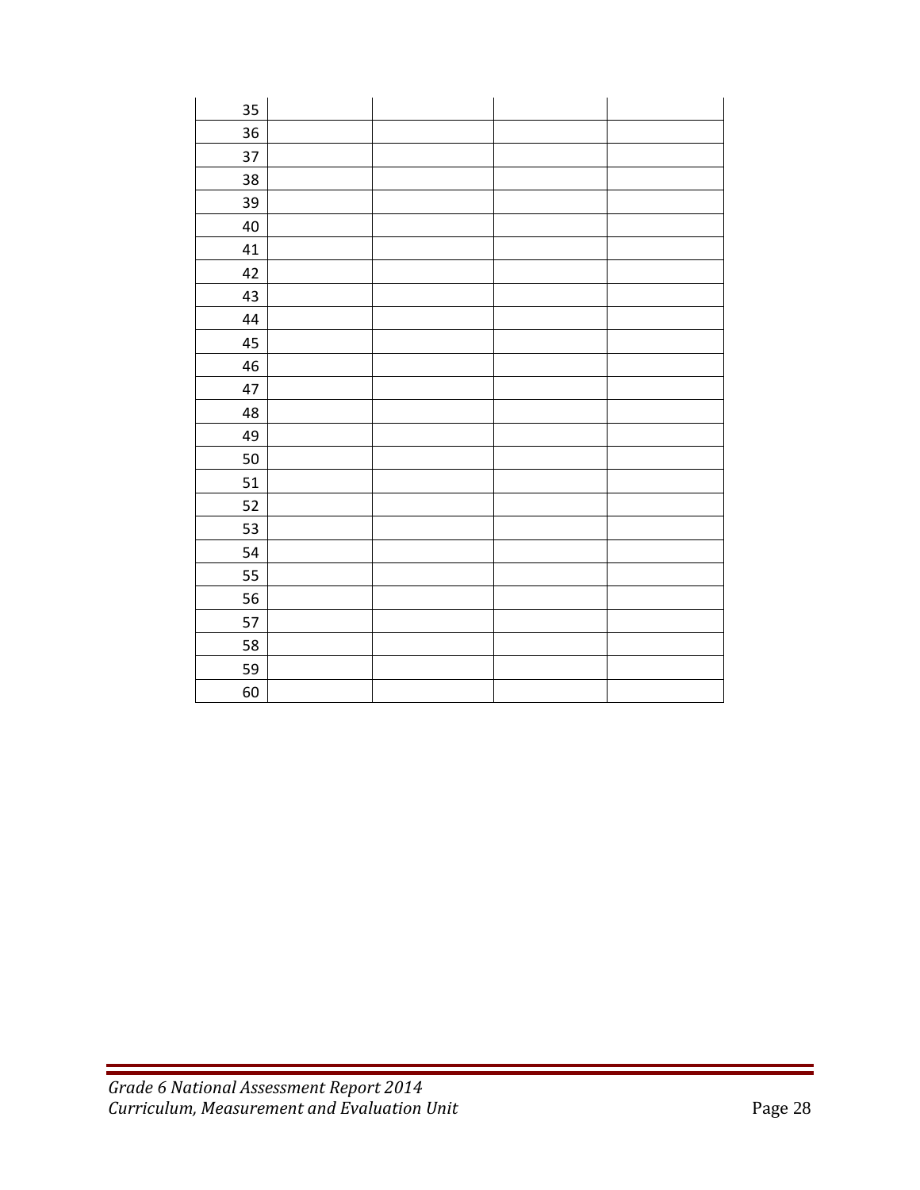|    |  |  |  |  |
|---|---|---|---|---|
| 35 |  |  |  |  |
| 36 |  |  |  |  |
| 37 |  |  |  |  |
| 38 |  |  |  |  |
| 39 |  |  |  |  |
| 40 |  |  |  |  |
| 41 |  |  |  |  |
| 42 |  |  |  |  |
| 43 |  |  |  |  |
| 44 |  |  |  |  |
| 45 |  |  |  |  |
| 46 |  |  |  |  |
| 47 |  |  |  |  |
| 48 |  |  |  |  |
| 49 |  |  |  |  |
| 50 |  |  |  |  |
| 51 |  |  |  |  |
| 52 |  |  |  |  |
| 53 |  |  |  |  |
| 54 |  |  |  |  |
| 55 |  |  |  |  |
| 56 |  |  |  |  |
| 57 |  |  |  |  |
| 58 |  |  |  |  |
| 59 |  |  |  |  |
| 60 |  |  |  |  |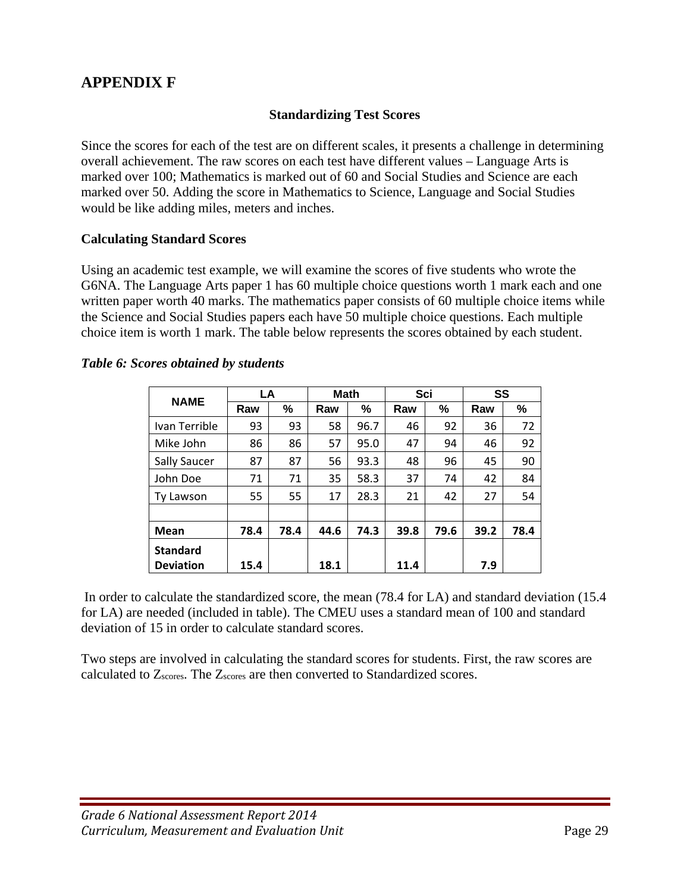## APPENDIX F

### Standardizing Test Scores

Since the scores for each of the test are on different scales, it presents a challenge in determining overall achievement. The raw scores on each test have different values – Language Arts is marked over 100; Mathematics is marked out of 60 and Social Studies and Science are each marked over 50. Adding the score in Mathematics to Science, Language and Social Studies would be like adding miles, meters and inches.

**Calculating Standard Scores**

Using an academic test example, we will examine the scores of five students who wrote the G6NA. The Language Arts paper 1 has 60 multiple choice questions worth 1 mark each and one written paper worth 40 marks. The mathematics paper consists of 60 multiple choice items while the Science and Social Studies papers each have 50 multiple choice questions. Each multiple choice item is worth 1 mark. The table below represents the scores obtained by each student.

***Table 6: Scores obtained by students***

| NAME | LA | | Math | | Sci | | SS | |
|---|---|---|---|---|---|---|---|---|
| | Raw | % | Raw | % | Raw | % | Raw | % |
| Ivan Terrible | 93 | 93 | 58 | 96.7 | 46 | 92 | 36 | 72 |
| Mike John | 86 | 86 | 57 | 95.0 | 47 | 94 | 46 | 92 |
| Sally Saucer | 87 | 87 | 56 | 93.3 | 48 | 96 | 45 | 90 |
| John Doe | 71 | 71 | 35 | 58.3 | 37 | 74 | 42 | 84 |
| Ty Lawson | 55 | 55 | 17 | 28.3 | 21 | 42 | 27 | 54 |
| | | | | | | | | |
| **Mean** | **78.4** | **78.4** | **44.6** | **74.3** | **39.8** | **79.6** | **39.2** | **78.4** |
| **Standard Deviation** | **15.4** | | **18.1** | | **11.4** | | **7.9** | |

In order to calculate the standardized score, the mean (78.4 for LA) and standard deviation (15.4 for LA) are needed (included in table). The CMEU uses a standard mean of 100 and standard deviation of 15 in order to calculate standard scores.

Two steps are involved in calculating the standard scores for students. First, the raw scores are calculated to $Z_{scores}$. The $Z_{scores}$ are then converted to Standardized scores.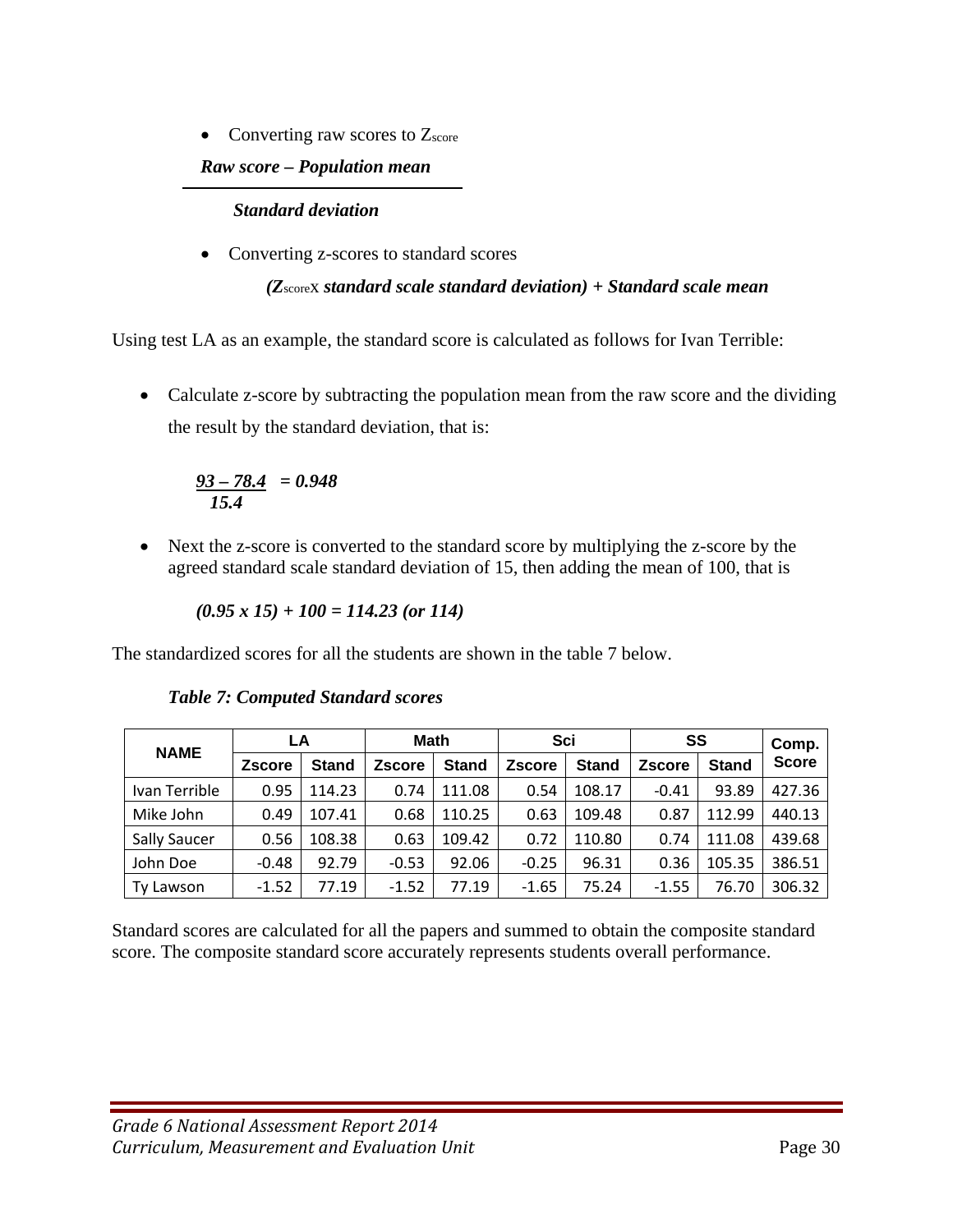- Converting raw scores to $Z_{score}$

$$\frac{\textit{Raw score} - \textit{Population mean}}{\textit{Standard deviation}}$$

- Converting z-scores to standard scores

$$(Z_{score} \times \textit{standard scale standard deviation}) + \textit{Standard scale mean}$$

Using test LA as an example, the standard score is calculated as follows for Ivan Terrible:

- Calculate z-score by subtracting the population mean from the raw score and the dividing the result by the standard deviation, that is:

$$\frac{93 - 78.4}{15.4} = 0.948$$

- Next the z-score is converted to the standard score by multiplying the z-score by the agreed standard scale standard deviation of 15, then adding the mean of 100, that is

$$(0.95 \times 15) + 100 = 114.23 \text{ (or 114)}$$

The standardized scores for all the students are shown in the table 7 below.

***Table 7: Computed Standard scores***

| NAME | LA | | Math | | Sci | | SS | | Comp. Score |
|---|---|---|---|---|---|---|---|---|---|
| | Zscore | Stand | Zscore | Stand | Zscore | Stand | Zscore | Stand | |
| Ivan Terrible | 0.95 | 114.23 | 0.74 | 111.08 | 0.54 | 108.17 | -0.41 | 93.89 | 427.36 |
| Mike John | 0.49 | 107.41 | 0.68 | 110.25 | 0.63 | 109.48 | 0.87 | 112.99 | 440.13 |
| Sally Saucer | 0.56 | 108.38 | 0.63 | 109.42 | 0.72 | 110.80 | 0.74 | 111.08 | 439.68 |
| John Doe | -0.48 | 92.79 | -0.53 | 92.06 | -0.25 | 96.31 | 0.36 | 105.35 | 386.51 |
| Ty Lawson | -1.52 | 77.19 | -1.52 | 77.19 | -1.65 | 75.24 | -1.55 | 76.70 | 306.32 |

Standard scores are calculated for all the papers and summed to obtain the composite standard score. The composite standard score accurately represents students overall performance.